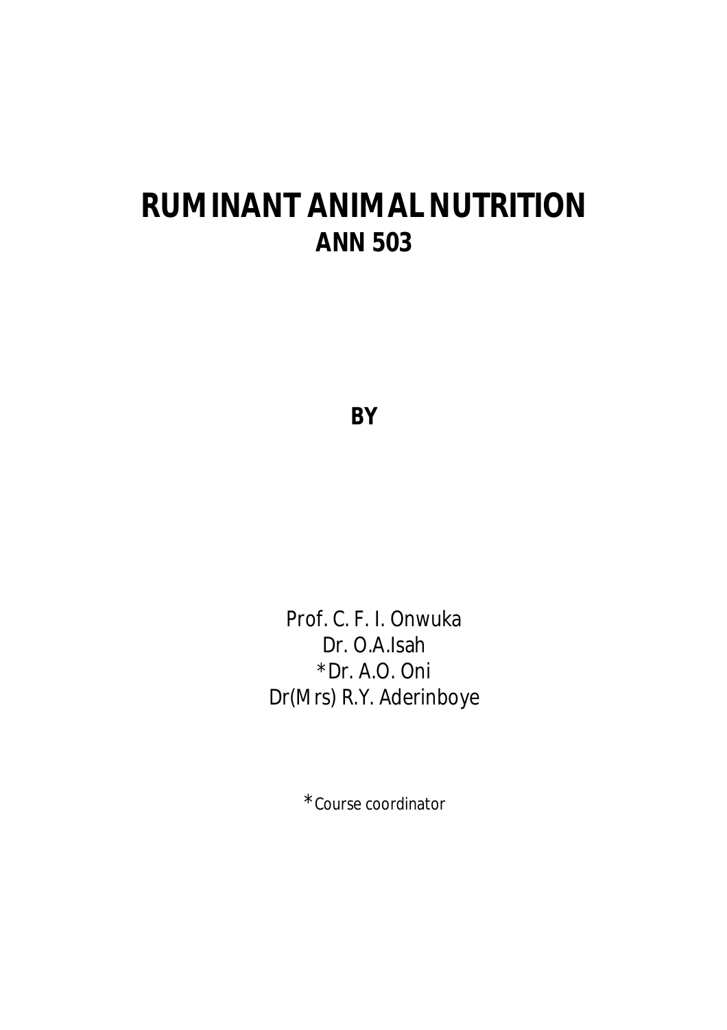# RUMINANT ANIMAL NUTRITION
## ANN 503

**BY**

Prof. C. F. I. Onwuka
Dr. O.A.Isah
*Dr. A.O. Oni
Dr(Mrs) R.Y. Aderinboye

*Course coordinator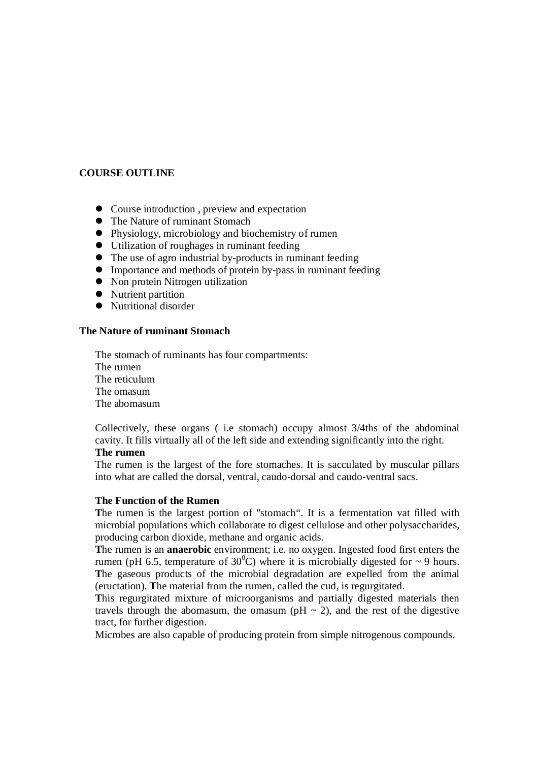**COURSE OUTLINE**

- Course introduction , preview and expectation
- The Nature of ruminant Stomach
- Physiology, microbiology and biochemistry of rumen
- Utilization of roughages in ruminant feeding
- The use of agro industrial by-products in ruminant feeding
- Importance and methods of protein by-pass in ruminant feeding
- Non protein Nitrogen utilization
- Nutrient partition
- Nutritional disorder

**The Nature of ruminant Stomach**

The stomach of ruminants has four compartments:
The rumen
The reticulum
The omasum
The abomasum

Collectively, these organs ( i.e stomach) occupy almost 3/4ths of the abdominal cavity. It fills virtually all of the left side and extending significantly into the right.

**The rumen**

The rumen is the largest of the fore stomaches. It is sacculated by muscular pillars into what are called the dorsal, ventral, caudo-dorsal and caudo-ventral sacs.

**The Function of the Rumen**

**T**he rumen is the largest portion of "stomach". It is a fermentation vat filled with microbial populations which collaborate to digest cellulose and other polysaccharides, producing carbon dioxide, methane and organic acids.

**T**he rumen is an **anaerobic** environment; i.e. no oxygen. Ingested food first enters the rumen (pH 6.5, temperature of $30^0$C) where it is microbially digested for ~ 9 hours. **T**he gaseous products of the microbial degradation are expelled from the animal (eructation). **T**he material from the rumen, called the cud, is regurgitated.

**T**his regurgitated mixture of microorganisms and partially digested materials then travels through the abomasum, the omasum (pH ~ 2), and the rest of the digestive tract, for further digestion.

Microbes are also capable of producing protein from simple nitrogenous compounds.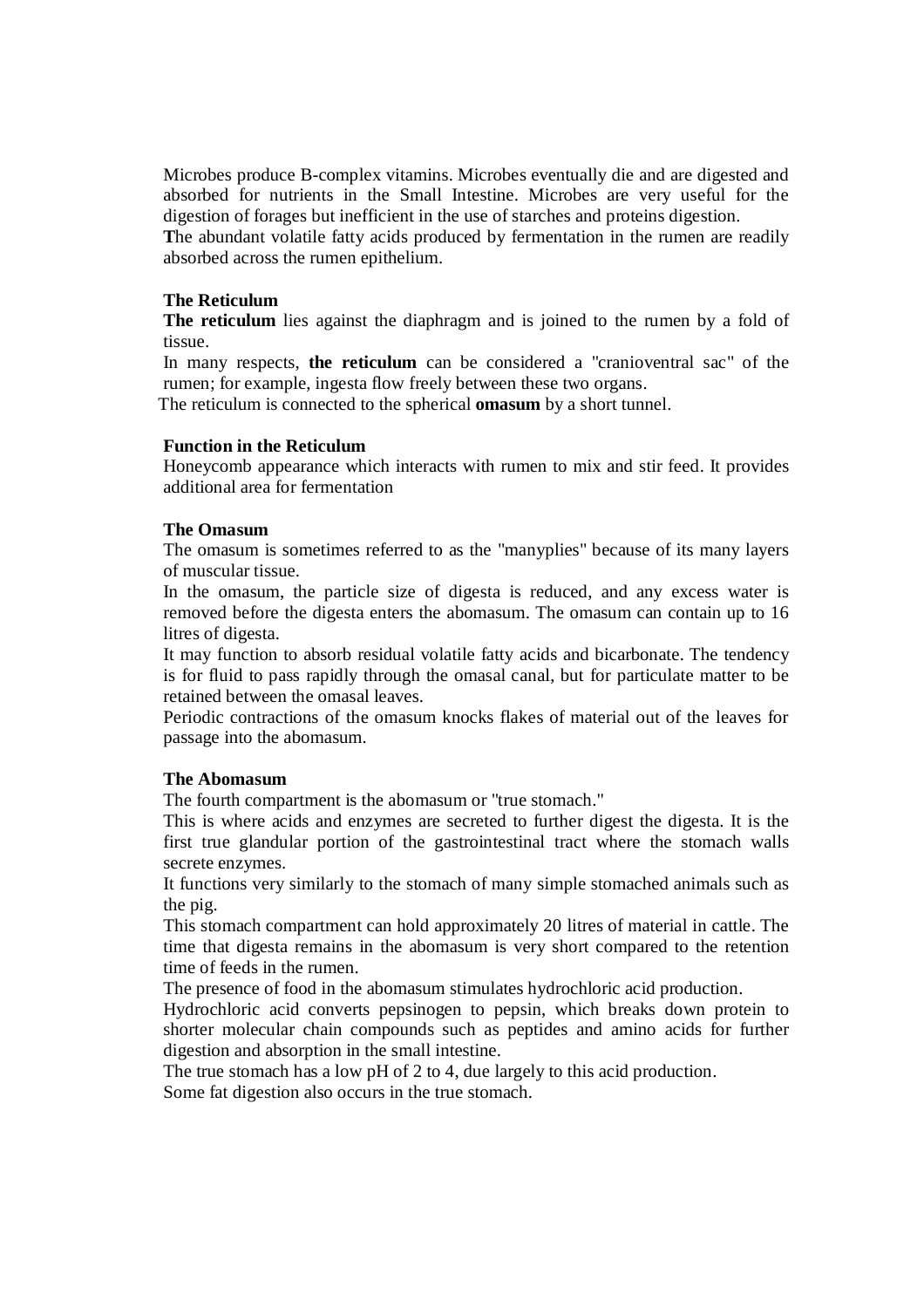Microbes produce B-complex vitamins. Microbes eventually die and are digested and absorbed for nutrients in the Small Intestine. Microbes are very useful for the digestion of forages but inefficient in the use of starches and proteins digestion.

**T**he abundant volatile fatty acids produced by fermentation in the rumen are readily absorbed across the rumen epithelium.

### The Reticulum

**The reticulum** lies against the diaphragm and is joined to the rumen by a fold of tissue.

In many respects, **the reticulum** can be considered a "cranioventral sac" of the rumen; for example, ingesta flow freely between these two organs.

The reticulum is connected to the spherical **omasum** by a short tunnel.

### Function in the Reticulum

Honeycomb appearance which interacts with rumen to mix and stir feed. It provides additional area for fermentation

### The Omasum

The omasum is sometimes referred to as the "manyplies" because of its many layers of muscular tissue.

In the omasum, the particle size of digesta is reduced, and any excess water is removed before the digesta enters the abomasum. The omasum can contain up to 16 litres of digesta.

It may function to absorb residual volatile fatty acids and bicarbonate. The tendency is for fluid to pass rapidly through the omasal canal, but for particulate matter to be retained between the omasal leaves.

Periodic contractions of the omasum knocks flakes of material out of the leaves for passage into the abomasum.

### The Abomasum

The fourth compartment is the abomasum or "true stomach."

This is where acids and enzymes are secreted to further digest the digesta. It is the first true glandular portion of the gastrointestinal tract where the stomach walls secrete enzymes.

It functions very similarly to the stomach of many simple stomached animals such as the pig.

This stomach compartment can hold approximately 20 litres of material in cattle. The time that digesta remains in the abomasum is very short compared to the retention time of feeds in the rumen.

The presence of food in the abomasum stimulates hydrochloric acid production.

Hydrochloric acid converts pepsinogen to pepsin, which breaks down protein to shorter molecular chain compounds such as peptides and amino acids for further digestion and absorption in the small intestine.

The true stomach has a low pH of 2 to 4, due largely to this acid production.

Some fat digestion also occurs in the true stomach.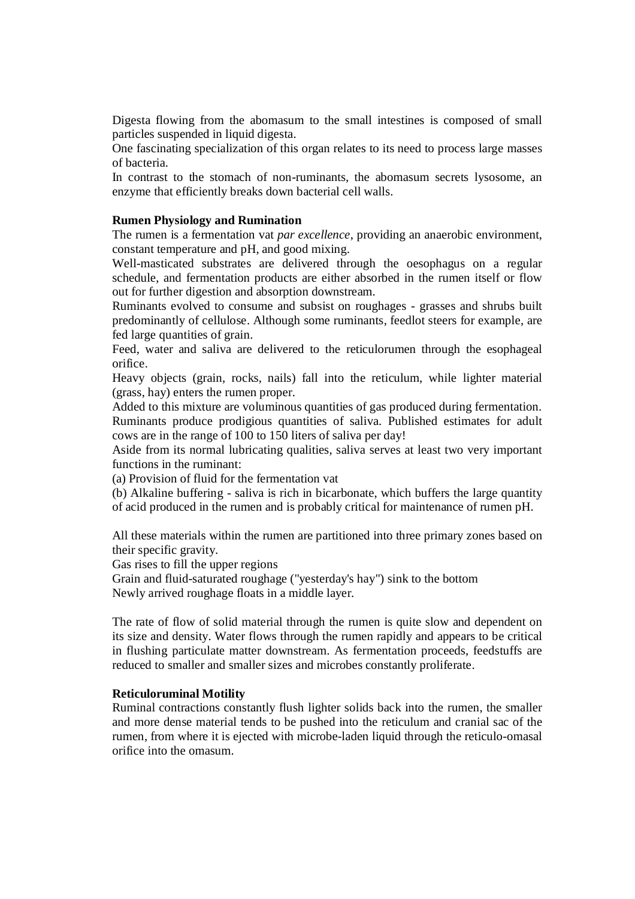Digesta flowing from the abomasum to the small intestines is composed of small particles suspended in liquid digesta.

One fascinating specialization of this organ relates to its need to process large masses of bacteria.

In contrast to the stomach of non-ruminants, the abomasum secrets lysosome, an enzyme that efficiently breaks down bacterial cell walls.

**Rumen Physiology and Rumination**

The rumen is a fermentation vat *par excellence*, providing an anaerobic environment, constant temperature and pH, and good mixing.

Well-masticated substrates are delivered through the oesophagus on a regular schedule, and fermentation products are either absorbed in the rumen itself or flow out for further digestion and absorption downstream.

Ruminants evolved to consume and subsist on roughages - grasses and shrubs built predominantly of cellulose. Although some ruminants, feedlot steers for example, are fed large quantities of grain.

Feed, water and saliva are delivered to the reticulorumen through the esophageal orifice.

Heavy objects (grain, rocks, nails) fall into the reticulum, while lighter material (grass, hay) enters the rumen proper.

Added to this mixture are voluminous quantities of gas produced during fermentation.

Ruminants produce prodigious quantities of saliva. Published estimates for adult cows are in the range of 100 to 150 liters of saliva per day!

Aside from its normal lubricating qualities, saliva serves at least two very important functions in the ruminant:

(a) Provision of fluid for the fermentation vat

(b) Alkaline buffering - saliva is rich in bicarbonate, which buffers the large quantity of acid produced in the rumen and is probably critical for maintenance of rumen pH.

All these materials within the rumen are partitioned into three primary zones based on their specific gravity.

Gas rises to fill the upper regions

Grain and fluid-saturated roughage ("yesterday's hay") sink to the bottom

Newly arrived roughage floats in a middle layer.

The rate of flow of solid material through the rumen is quite slow and dependent on its size and density. Water flows through the rumen rapidly and appears to be critical in flushing particulate matter downstream. As fermentation proceeds, feedstuffs are reduced to smaller and smaller sizes and microbes constantly proliferate.

**Reticuloruminal Motility**

Ruminal contractions constantly flush lighter solids back into the rumen, the smaller and more dense material tends to be pushed into the reticulum and cranial sac of the rumen, from where it is ejected with microbe-laden liquid through the reticulo-omasal orifice into the omasum.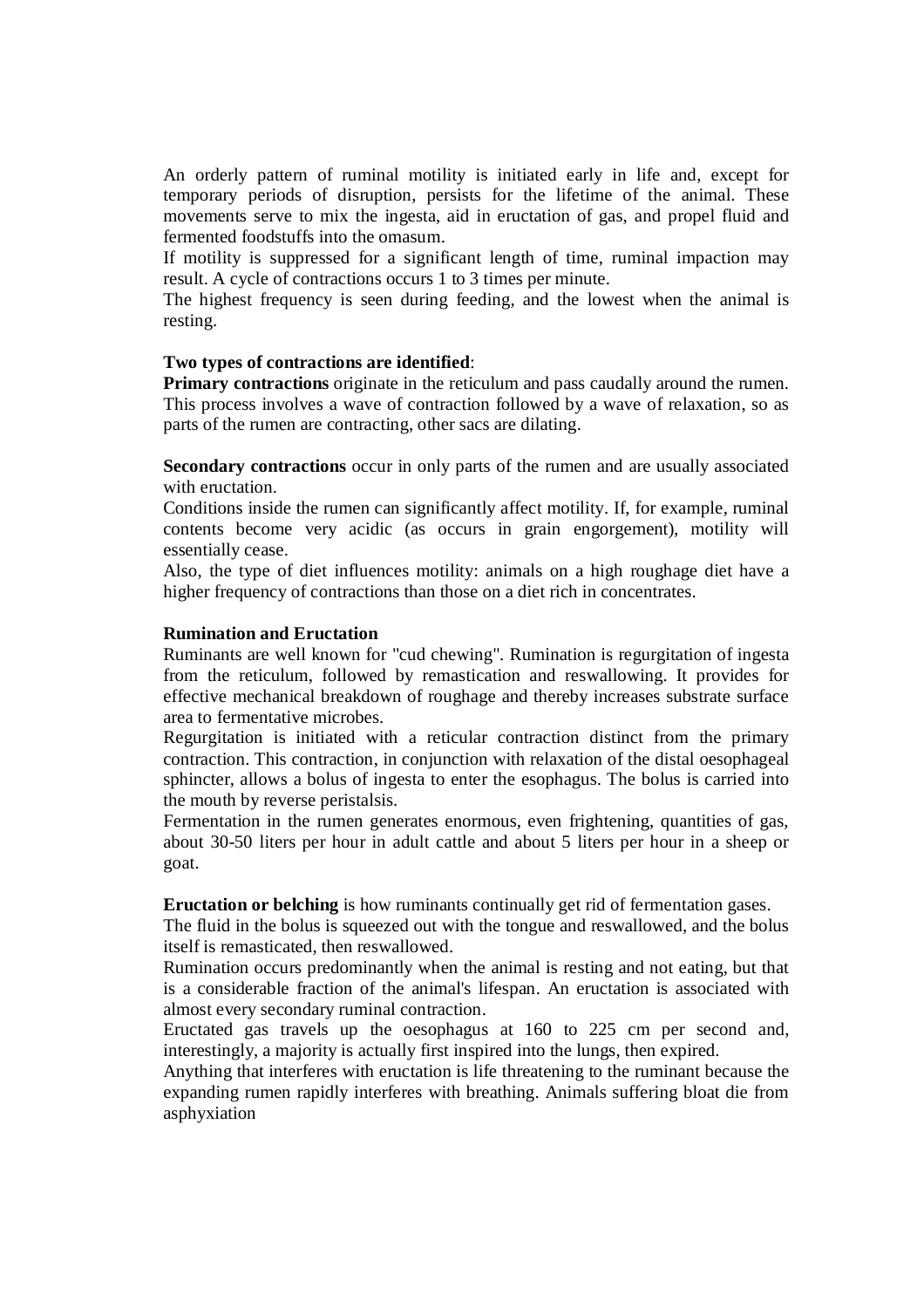An orderly pattern of ruminal motility is initiated early in life and, except for temporary periods of disruption, persists for the lifetime of the animal. These movements serve to mix the ingesta, aid in eructation of gas, and propel fluid and fermented foodstuffs into the omasum.

If motility is suppressed for a significant length of time, ruminal impaction may result. A cycle of contractions occurs 1 to 3 times per minute.

The highest frequency is seen during feeding, and the lowest when the animal is resting.

**Two types of contractions are identified**:

**Primary contractions** originate in the reticulum and pass caudally around the rumen. This process involves a wave of contraction followed by a wave of relaxation, so as parts of the rumen are contracting, other sacs are dilating.

**Secondary contractions** occur in only parts of the rumen and are usually associated with eructation.

Conditions inside the rumen can significantly affect motility. If, for example, ruminal contents become very acidic (as occurs in grain engorgement), motility will essentially cease.

Also, the type of diet influences motility: animals on a high roughage diet have a higher frequency of contractions than those on a diet rich in concentrates.

**Rumination and Eructation**

Ruminants are well known for "cud chewing". Rumination is regurgitation of ingesta from the reticulum, followed by remastication and reswallowing. It provides for effective mechanical breakdown of roughage and thereby increases substrate surface area to fermentative microbes.

Regurgitation is initiated with a reticular contraction distinct from the primary contraction. This contraction, in conjunction with relaxation of the distal oesophageal sphincter, allows a bolus of ingesta to enter the esophagus. The bolus is carried into the mouth by reverse peristalsis.

Fermentation in the rumen generates enormous, even frightening, quantities of gas, about 30-50 liters per hour in adult cattle and about 5 liters per hour in a sheep or goat.

**Eructation or belching** is how ruminants continually get rid of fermentation gases.

The fluid in the bolus is squeezed out with the tongue and reswallowed, and the bolus itself is remasticated, then reswallowed.

Rumination occurs predominantly when the animal is resting and not eating, but that is a considerable fraction of the animal's lifespan. An eructation is associated with almost every secondary ruminal contraction.

Eructated gas travels up the oesophagus at 160 to 225 cm per second and, interestingly, a majority is actually first inspired into the lungs, then expired.

Anything that interferes with eructation is life threatening to the ruminant because the expanding rumen rapidly interferes with breathing. Animals suffering bloat die from asphyxiation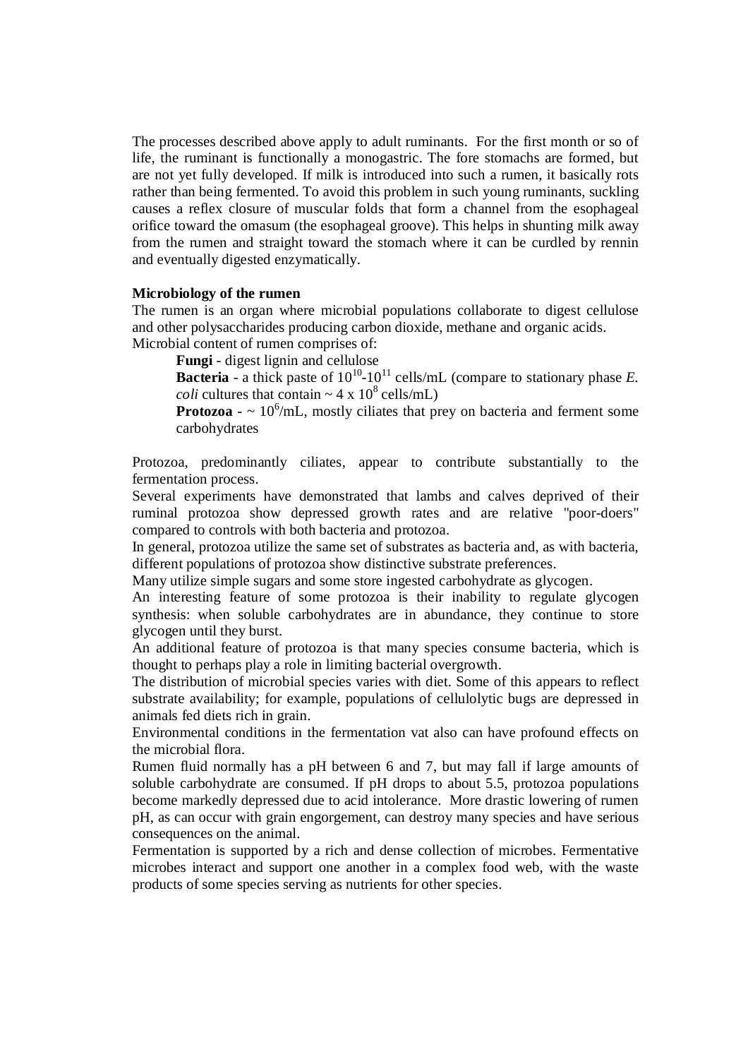The processes described above apply to adult ruminants. For the first month or so of life, the ruminant is functionally a monogastric. The fore stomachs are formed, but are not yet fully developed. If milk is introduced into such a rumen, it basically rots rather than being fermented. To avoid this problem in such young ruminants, suckling causes a reflex closure of muscular folds that form a channel from the esophageal orifice toward the omasum (the esophageal groove). This helps in shunting milk away from the rumen and straight toward the stomach where it can be curdled by rennin and eventually digested enzymatically.

**Microbiology of the rumen**

The rumen is an organ where microbial populations collaborate to digest cellulose and other polysaccharides producing carbon dioxide, methane and organic acids.
Microbial content of rumen comprises of:

- **Fungi** - digest lignin and cellulose
- **Bacteria** - a thick paste of $10^{10}$-$10^{11}$ cells/mL (compare to stationary phase *E. coli* cultures that contain ~ $4 \times 10^{8}$ cells/mL)
- **Protozoa** - ~ $10^{6}$/mL, mostly ciliates that prey on bacteria and ferment some carbohydrates

Protozoa, predominantly ciliates, appear to contribute substantially to the fermentation process.
Several experiments have demonstrated that lambs and calves deprived of their ruminal protozoa show depressed growth rates and are relative "poor-doers" compared to controls with both bacteria and protozoa.
In general, protozoa utilize the same set of substrates as bacteria and, as with bacteria, different populations of protozoa show distinctive substrate preferences.
Many utilize simple sugars and some store ingested carbohydrate as glycogen.
An interesting feature of some protozoa is their inability to regulate glycogen synthesis: when soluble carbohydrates are in abundance, they continue to store glycogen until they burst.
An additional feature of protozoa is that many species consume bacteria, which is thought to perhaps play a role in limiting bacterial overgrowth.
The distribution of microbial species varies with diet. Some of this appears to reflect substrate availability; for example, populations of cellulolytic bugs are depressed in animals fed diets rich in grain.
Environmental conditions in the fermentation vat also can have profound effects on the microbial flora.
Rumen fluid normally has a pH between 6 and 7, but may fall if large amounts of soluble carbohydrate are consumed. If pH drops to about 5.5, protozoa populations become markedly depressed due to acid intolerance. More drastic lowering of rumen pH, as can occur with grain engorgement, can destroy many species and have serious consequences on the animal.
Fermentation is supported by a rich and dense collection of microbes. Fermentative microbes interact and support one another in a complex food web, with the waste products of some species serving as nutrients for other species.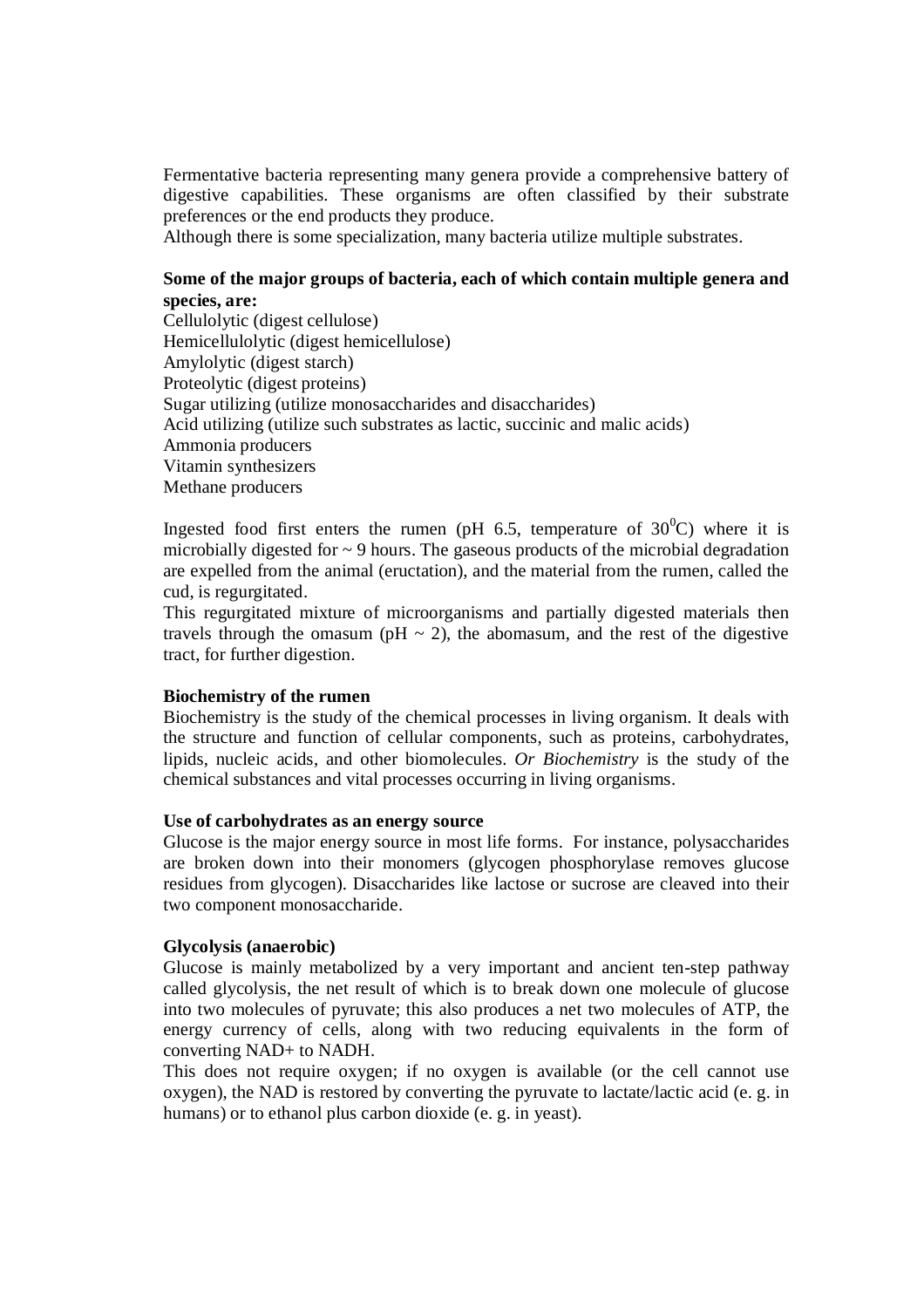Fermentative bacteria representing many genera provide a comprehensive battery of digestive capabilities. These organisms are often classified by their substrate preferences or the end products they produce.
Although there is some specialization, many bacteria utilize multiple substrates.

**Some of the major groups of bacteria, each of which contain multiple genera and species, are:**
Cellulolytic (digest cellulose)
Hemicellulolytic (digest hemicellulose)
Amylolytic (digest starch)
Proteolytic (digest proteins)
Sugar utilizing (utilize monosaccharides and disaccharides)
Acid utilizing (utilize such substrates as lactic, succinic and malic acids)
Ammonia producers
Vitamin synthesizers
Methane producers

Ingested food first enters the rumen (pH 6.5, temperature of $30^0$C) where it is microbially digested for ~ 9 hours. The gaseous products of the microbial degradation are expelled from the animal (eructation), and the material from the rumen, called the cud, is regurgitated.
This regurgitated mixture of microorganisms and partially digested materials then travels through the omasum (pH ~ 2), the abomasum, and the rest of the digestive tract, for further digestion.

**Biochemistry of the rumen**
Biochemistry is the study of the chemical processes in living organism. It deals with the structure and function of cellular components, such as proteins, carbohydrates, lipids, nucleic acids, and other biomolecules. *Or Biochemistry* is the study of the chemical substances and vital processes occurring in living organisms.

**Use of carbohydrates as an energy source**
Glucose is the major energy source in most life forms. For instance, polysaccharides are broken down into their monomers (glycogen phosphorylase removes glucose residues from glycogen). Disaccharides like lactose or sucrose are cleaved into their two component monosaccharide.

**Glycolysis (anaerobic)**
Glucose is mainly metabolized by a very important and ancient ten-step pathway called glycolysis, the net result of which is to break down one molecule of glucose into two molecules of pyruvate; this also produces a net two molecules of ATP, the energy currency of cells, along with two reducing equivalents in the form of converting NAD+ to NADH.
This does not require oxygen; if no oxygen is available (or the cell cannot use oxygen), the NAD is restored by converting the pyruvate to lactate/lactic acid (e. g. in humans) or to ethanol plus carbon dioxide (e. g. in yeast).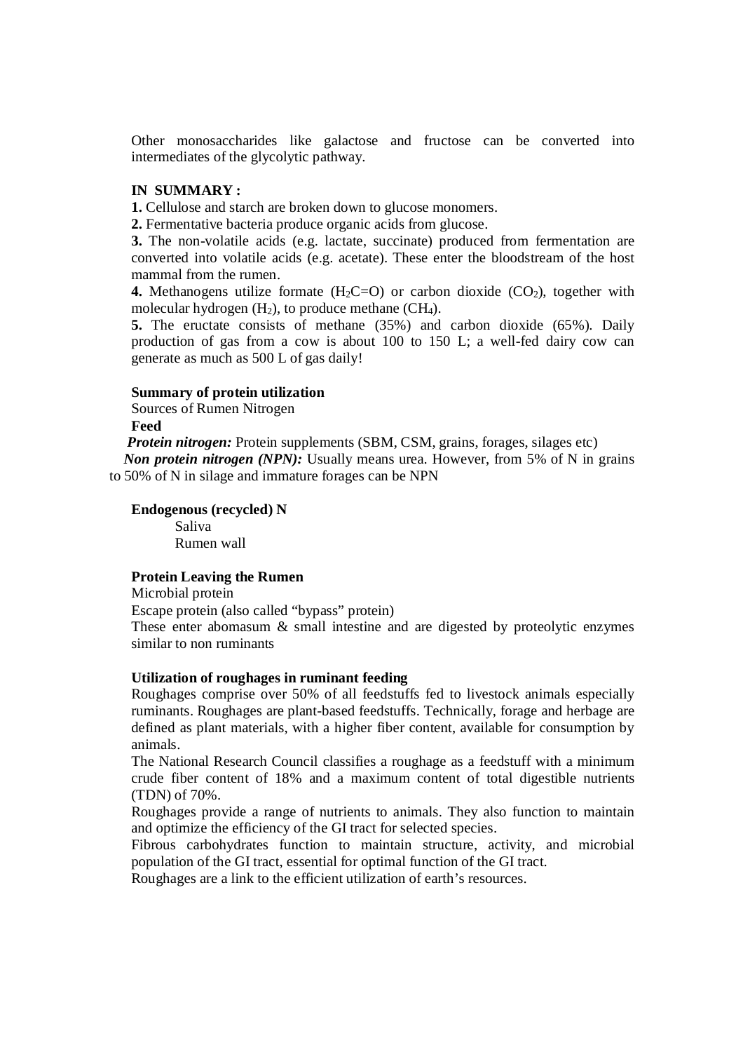Other monosaccharides like galactose and fructose can be converted into intermediates of the glycolytic pathway.

**IN SUMMARY :**

**1.** Cellulose and starch are broken down to glucose monomers.

**2.** Fermentative bacteria produce organic acids from glucose.

**3.** The non-volatile acids (e.g. lactate, succinate) produced from fermentation are converted into volatile acids (e.g. acetate). These enter the bloodstream of the host mammal from the rumen.

**4.** Methanogens utilize formate ($H_2C{=}O$) or carbon dioxide ($CO_2$), together with molecular hydrogen ($H_2$), to produce methane ($CH_4$).

**5.** The eructate consists of methane (35%) and carbon dioxide (65%). Daily production of gas from a cow is about 100 to 150 L; a well-fed dairy cow can generate as much as 500 L of gas daily!

**Summary of protein utilization**

Sources of Rumen Nitrogen

**Feed**

***Protein nitrogen:*** Protein supplements (SBM, CSM, grains, forages, silages etc)

***Non protein nitrogen (NPN):*** Usually means urea. However, from 5% of N in grains to 50% of N in silage and immature forages can be NPN

**Endogenous (recycled) N**

Saliva

Rumen wall

**Protein Leaving the Rumen**

Microbial protein

Escape protein (also called "bypass" protein)

These enter abomasum & small intestine and are digested by proteolytic enzymes similar to non ruminants

**Utilization of roughages in ruminant feeding**

Roughages comprise over 50% of all feedstuffs fed to livestock animals especially ruminants. Roughages are plant-based feedstuffs. Technically, forage and herbage are defined as plant materials, with a higher fiber content, available for consumption by animals.

The National Research Council classifies a roughage as a feedstuff with a minimum crude fiber content of 18% and a maximum content of total digestible nutrients (TDN) of 70%.

Roughages provide a range of nutrients to animals. They also function to maintain and optimize the efficiency of the GI tract for selected species.

Fibrous carbohydrates function to maintain structure, activity, and microbial population of the GI tract, essential for optimal function of the GI tract.

Roughages are a link to the efficient utilization of earth's resources.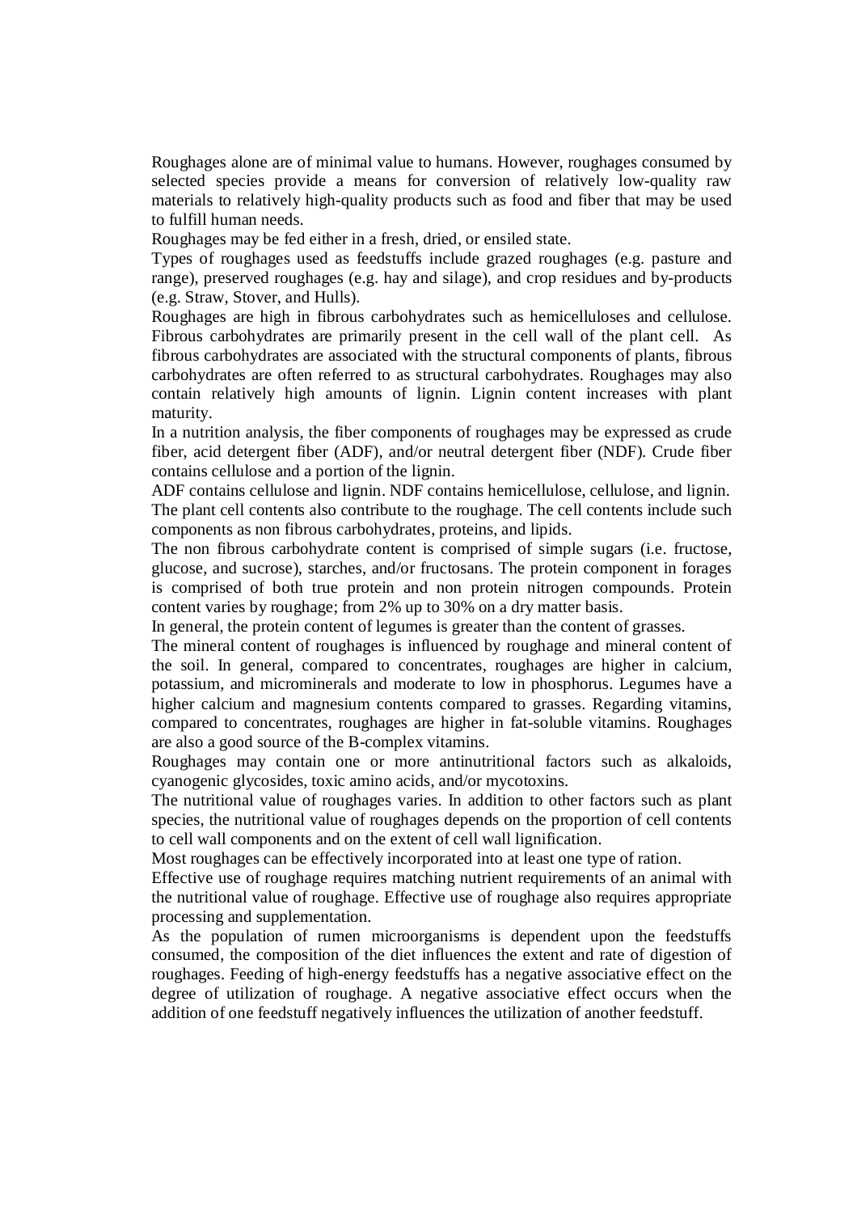Roughages alone are of minimal value to humans. However, roughages consumed by selected species provide a means for conversion of relatively low-quality raw materials to relatively high-quality products such as food and fiber that may be used to fulfill human needs.

Roughages may be fed either in a fresh, dried, or ensiled state.

Types of roughages used as feedstuffs include grazed roughages (e.g. pasture and range), preserved roughages (e.g. hay and silage), and crop residues and by-products (e.g. Straw, Stover, and Hulls).

Roughages are high in fibrous carbohydrates such as hemicelluloses and cellulose. Fibrous carbohydrates are primarily present in the cell wall of the plant cell. As fibrous carbohydrates are associated with the structural components of plants, fibrous carbohydrates are often referred to as structural carbohydrates. Roughages may also contain relatively high amounts of lignin. Lignin content increases with plant maturity.

In a nutrition analysis, the fiber components of roughages may be expressed as crude fiber, acid detergent fiber (ADF), and/or neutral detergent fiber (NDF). Crude fiber contains cellulose and a portion of the lignin.

ADF contains cellulose and lignin. NDF contains hemicellulose, cellulose, and lignin. The plant cell contents also contribute to the roughage. The cell contents include such components as non fibrous carbohydrates, proteins, and lipids.

The non fibrous carbohydrate content is comprised of simple sugars (i.e. fructose, glucose, and sucrose), starches, and/or fructosans. The protein component in forages is comprised of both true protein and non protein nitrogen compounds. Protein content varies by roughage; from 2% up to 30% on a dry matter basis.

In general, the protein content of legumes is greater than the content of grasses.

The mineral content of roughages is influenced by roughage and mineral content of the soil. In general, compared to concentrates, roughages are higher in calcium, potassium, and microminerals and moderate to low in phosphorus. Legumes have a higher calcium and magnesium contents compared to grasses. Regarding vitamins, compared to concentrates, roughages are higher in fat-soluble vitamins. Roughages are also a good source of the B-complex vitamins.

Roughages may contain one or more antinutritional factors such as alkaloids, cyanogenic glycosides, toxic amino acids, and/or mycotoxins.

The nutritional value of roughages varies. In addition to other factors such as plant species, the nutritional value of roughages depends on the proportion of cell contents to cell wall components and on the extent of cell wall lignification.

Most roughages can be effectively incorporated into at least one type of ration.

Effective use of roughage requires matching nutrient requirements of an animal with the nutritional value of roughage. Effective use of roughage also requires appropriate processing and supplementation.

As the population of rumen microorganisms is dependent upon the feedstuffs consumed, the composition of the diet influences the extent and rate of digestion of roughages. Feeding of high-energy feedstuffs has a negative associative effect on the degree of utilization of roughage. A negative associative effect occurs when the addition of one feedstuff negatively influences the utilization of another feedstuff.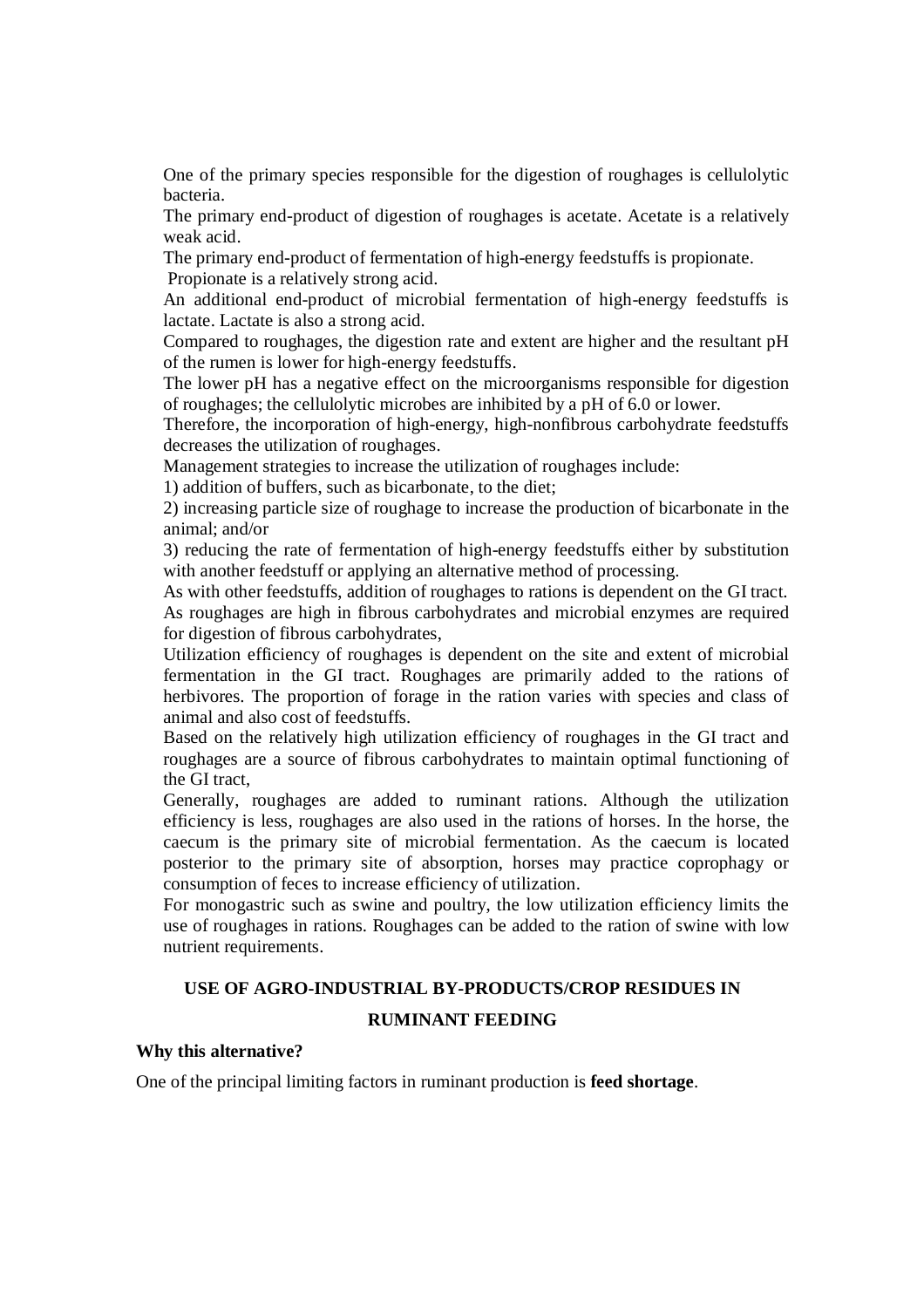One of the primary species responsible for the digestion of roughages is cellulolytic bacteria.

The primary end-product of digestion of roughages is acetate. Acetate is a relatively weak acid.

The primary end-product of fermentation of high-energy feedstuffs is propionate.

Propionate is a relatively strong acid.

An additional end-product of microbial fermentation of high-energy feedstuffs is lactate. Lactate is also a strong acid.

Compared to roughages, the digestion rate and extent are higher and the resultant pH of the rumen is lower for high-energy feedstuffs.

The lower pH has a negative effect on the microorganisms responsible for digestion of roughages; the cellulolytic microbes are inhibited by a pH of 6.0 or lower.

Therefore, the incorporation of high-energy, high-nonfibrous carbohydrate feedstuffs decreases the utilization of roughages.

Management strategies to increase the utilization of roughages include:

1) addition of buffers, such as bicarbonate, to the diet;

2) increasing particle size of roughage to increase the production of bicarbonate in the animal; and/or

3) reducing the rate of fermentation of high-energy feedstuffs either by substitution with another feedstuff or applying an alternative method of processing.

As with other feedstuffs, addition of roughages to rations is dependent on the GI tract.

As roughages are high in fibrous carbohydrates and microbial enzymes are required for digestion of fibrous carbohydrates,

Utilization efficiency of roughages is dependent on the site and extent of microbial fermentation in the GI tract. Roughages are primarily added to the rations of herbivores. The proportion of forage in the ration varies with species and class of animal and also cost of feedstuffs.

Based on the relatively high utilization efficiency of roughages in the GI tract and roughages are a source of fibrous carbohydrates to maintain optimal functioning of the GI tract,

Generally, roughages are added to ruminant rations. Although the utilization efficiency is less, roughages are also used in the rations of horses. In the horse, the caecum is the primary site of microbial fermentation. As the caecum is located posterior to the primary site of absorption, horses may practice coprophagy or consumption of feces to increase efficiency of utilization.

For monogastric such as swine and poultry, the low utilization efficiency limits the use of roughages in rations. Roughages can be added to the ration of swine with low nutrient requirements.

## USE OF AGRO-INDUSTRIAL BY-PRODUCTS/CROP RESIDUES IN RUMINANT FEEDING

**Why this alternative?**

One of the principal limiting factors in ruminant production is **feed shortage**.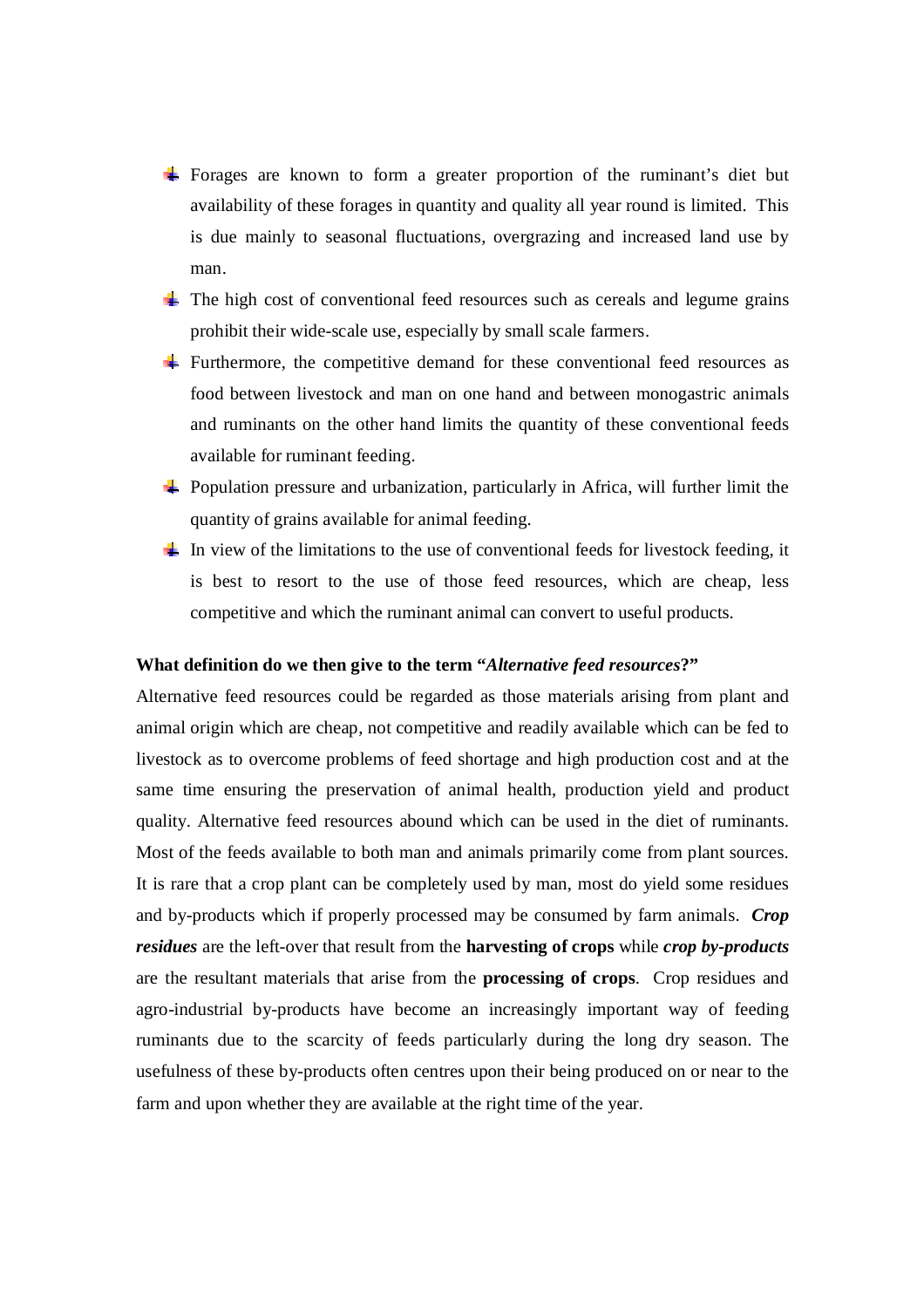- Forages are known to form a greater proportion of the ruminant's diet but availability of these forages in quantity and quality all year round is limited. This is due mainly to seasonal fluctuations, overgrazing and increased land use by man.
- The high cost of conventional feed resources such as cereals and legume grains prohibit their wide-scale use, especially by small scale farmers.
- Furthermore, the competitive demand for these conventional feed resources as food between livestock and man on one hand and between monogastric animals and ruminants on the other hand limits the quantity of these conventional feeds available for ruminant feeding.
- Population pressure and urbanization, particularly in Africa, will further limit the quantity of grains available for animal feeding.
- In view of the limitations to the use of conventional feeds for livestock feeding, it is best to resort to the use of those feed resources, which are cheap, less competitive and which the ruminant animal can convert to useful products.

**What definition do we then give to the term "*Alternative feed resources*?"**

Alternative feed resources could be regarded as those materials arising from plant and animal origin which are cheap, not competitive and readily available which can be fed to livestock as to overcome problems of feed shortage and high production cost and at the same time ensuring the preservation of animal health, production yield and product quality. Alternative feed resources abound which can be used in the diet of ruminants. Most of the feeds available to both man and animals primarily come from plant sources. It is rare that a crop plant can be completely used by man, most do yield some residues and by-products which if properly processed may be consumed by farm animals. ***Crop residues*** are the left-over that result from the **harvesting of crops** while ***crop by-products*** are the resultant materials that arise from the **processing of crops**. Crop residues and agro-industrial by-products have become an increasingly important way of feeding ruminants due to the scarcity of feeds particularly during the long dry season. The usefulness of these by-products often centres upon their being produced on or near to the farm and upon whether they are available at the right time of the year.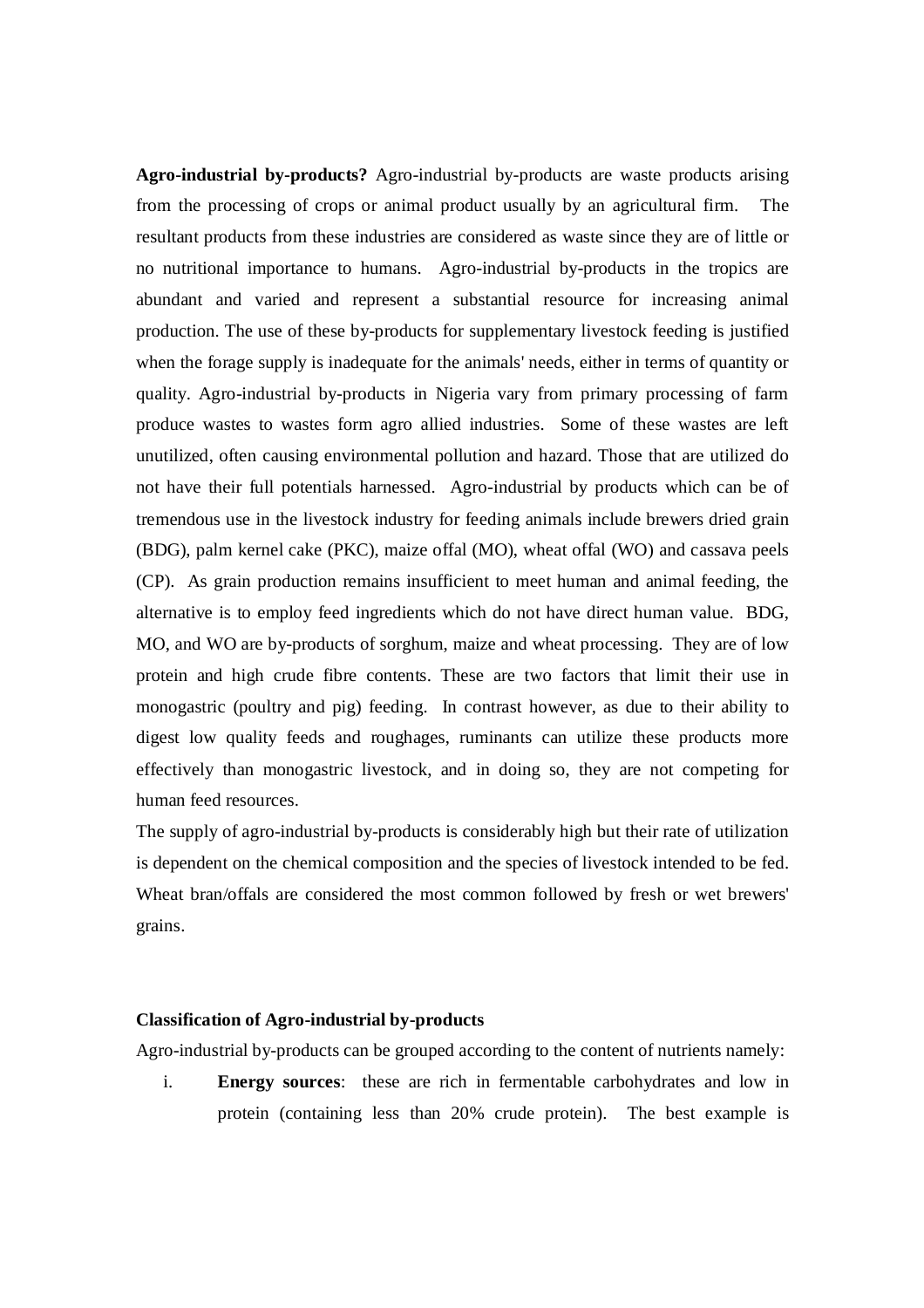**Agro-industrial by-products?** Agro-industrial by-products are waste products arising from the processing of crops or animal product usually by an agricultural firm. The resultant products from these industries are considered as waste since they are of little or no nutritional importance to humans. Agro-industrial by-products in the tropics are abundant and varied and represent a substantial resource for increasing animal production. The use of these by-products for supplementary livestock feeding is justified when the forage supply is inadequate for the animals' needs, either in terms of quantity or quality. Agro-industrial by-products in Nigeria vary from primary processing of farm produce wastes to wastes form agro allied industries. Some of these wastes are left unutilized, often causing environmental pollution and hazard. Those that are utilized do not have their full potentials harnessed. Agro-industrial by products which can be of tremendous use in the livestock industry for feeding animals include brewers dried grain (BDG), palm kernel cake (PKC), maize offal (MO), wheat offal (WO) and cassava peels (CP). As grain production remains insufficient to meet human and animal feeding, the alternative is to employ feed ingredients which do not have direct human value. BDG, MO, and WO are by-products of sorghum, maize and wheat processing. They are of low protein and high crude fibre contents. These are two factors that limit their use in monogastric (poultry and pig) feeding. In contrast however, as due to their ability to digest low quality feeds and roughages, ruminants can utilize these products more effectively than monogastric livestock, and in doing so, they are not competing for human feed resources.

The supply of agro-industrial by-products is considerably high but their rate of utilization is dependent on the chemical composition and the species of livestock intended to be fed. Wheat bran/offals are considered the most common followed by fresh or wet brewers' grains.

**Classification of Agro-industrial by-products**

Agro-industrial by-products can be grouped according to the content of nutrients namely:

i. **Energy sources**: these are rich in fermentable carbohydrates and low in protein (containing less than 20% crude protein). The best example is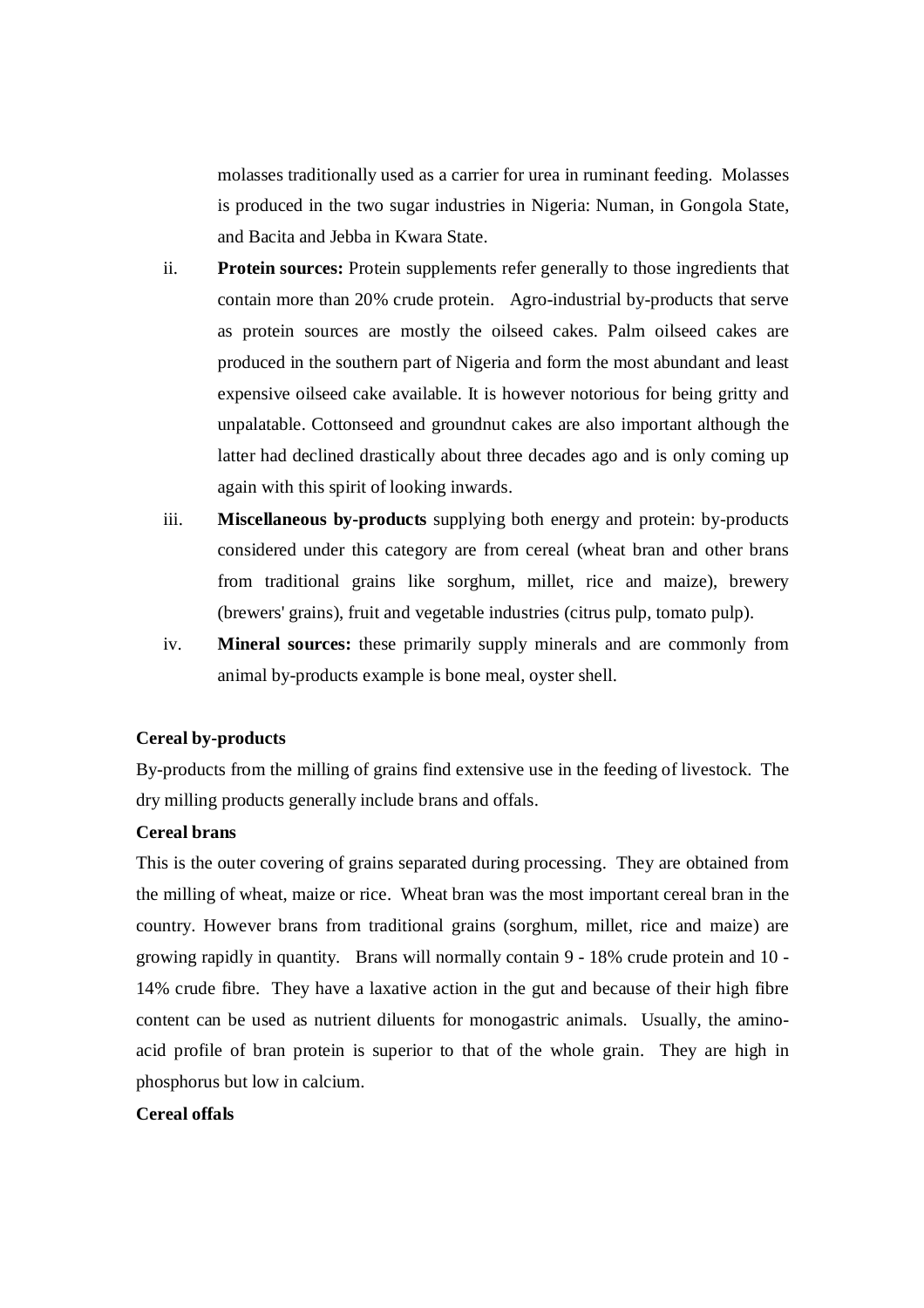molasses traditionally used as a carrier for urea in ruminant feeding. Molasses is produced in the two sugar industries in Nigeria: Numan, in Gongola State, and Bacita and Jebba in Kwara State.

ii. **Protein sources:** Protein supplements refer generally to those ingredients that contain more than 20% crude protein. Agro-industrial by-products that serve as protein sources are mostly the oilseed cakes. Palm oilseed cakes are produced in the southern part of Nigeria and form the most abundant and least expensive oilseed cake available. It is however notorious for being gritty and unpalatable. Cottonseed and groundnut cakes are also important although the latter had declined drastically about three decades ago and is only coming up again with this spirit of looking inwards.

iii. **Miscellaneous by-products** supplying both energy and protein: by-products considered under this category are from cereal (wheat bran and other brans from traditional grains like sorghum, millet, rice and maize), brewery (brewers' grains), fruit and vegetable industries (citrus pulp, tomato pulp).

iv. **Mineral sources:** these primarily supply minerals and are commonly from animal by-products example is bone meal, oyster shell.

**Cereal by-products**

By-products from the milling of grains find extensive use in the feeding of livestock. The dry milling products generally include brans and offals.

**Cereal brans**

This is the outer covering of grains separated during processing. They are obtained from the milling of wheat, maize or rice. Wheat bran was the most important cereal bran in the country. However brans from traditional grains (sorghum, millet, rice and maize) are growing rapidly in quantity. Brans will normally contain 9 - 18% crude protein and 10 - 14% crude fibre. They have a laxative action in the gut and because of their high fibre content can be used as nutrient diluents for monogastric animals. Usually, the amino-acid profile of bran protein is superior to that of the whole grain. They are high in phosphorus but low in calcium.

**Cereal offals**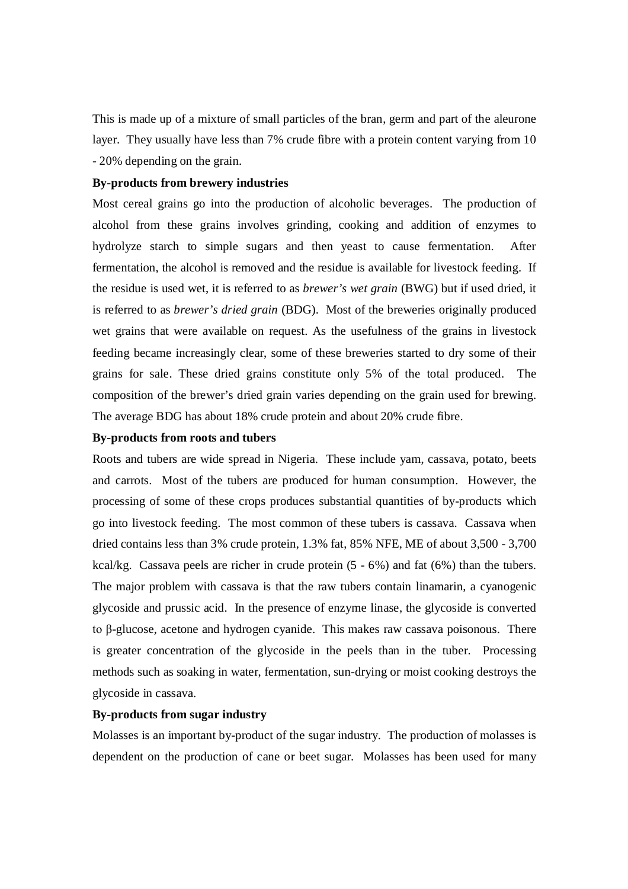This is made up of a mixture of small particles of the bran, germ and part of the aleurone layer. They usually have less than 7% crude fibre with a protein content varying from 10 - 20% depending on the grain.

**By-products from brewery industries**

Most cereal grains go into the production of alcoholic beverages. The production of alcohol from these grains involves grinding, cooking and addition of enzymes to hydrolyze starch to simple sugars and then yeast to cause fermentation. After fermentation, the alcohol is removed and the residue is available for livestock feeding. If the residue is used wet, it is referred to as *brewer's wet grain* (BWG) but if used dried, it is referred to as *brewer's dried grain* (BDG). Most of the breweries originally produced wet grains that were available on request. As the usefulness of the grains in livestock feeding became increasingly clear, some of these breweries started to dry some of their grains for sale. These dried grains constitute only 5% of the total produced. The composition of the brewer's dried grain varies depending on the grain used for brewing. The average BDG has about 18% crude protein and about 20% crude fibre.

**By-products from roots and tubers**

Roots and tubers are wide spread in Nigeria. These include yam, cassava, potato, beets and carrots. Most of the tubers are produced for human consumption. However, the processing of some of these crops produces substantial quantities of by-products which go into livestock feeding. The most common of these tubers is cassava. Cassava when dried contains less than 3% crude protein, 1.3% fat, 85% NFE, ME of about 3,500 - 3,700 kcal/kg. Cassava peels are richer in crude protein (5 - 6%) and fat (6%) than the tubers. The major problem with cassava is that the raw tubers contain linamarin, a cyanogenic glycoside and prussic acid. In the presence of enzyme linase, the glycoside is converted to β-glucose, acetone and hydrogen cyanide. This makes raw cassava poisonous. There is greater concentration of the glycoside in the peels than in the tuber. Processing methods such as soaking in water, fermentation, sun-drying or moist cooking destroys the glycoside in cassava.

**By-products from sugar industry**

Molasses is an important by-product of the sugar industry. The production of molasses is dependent on the production of cane or beet sugar. Molasses has been used for many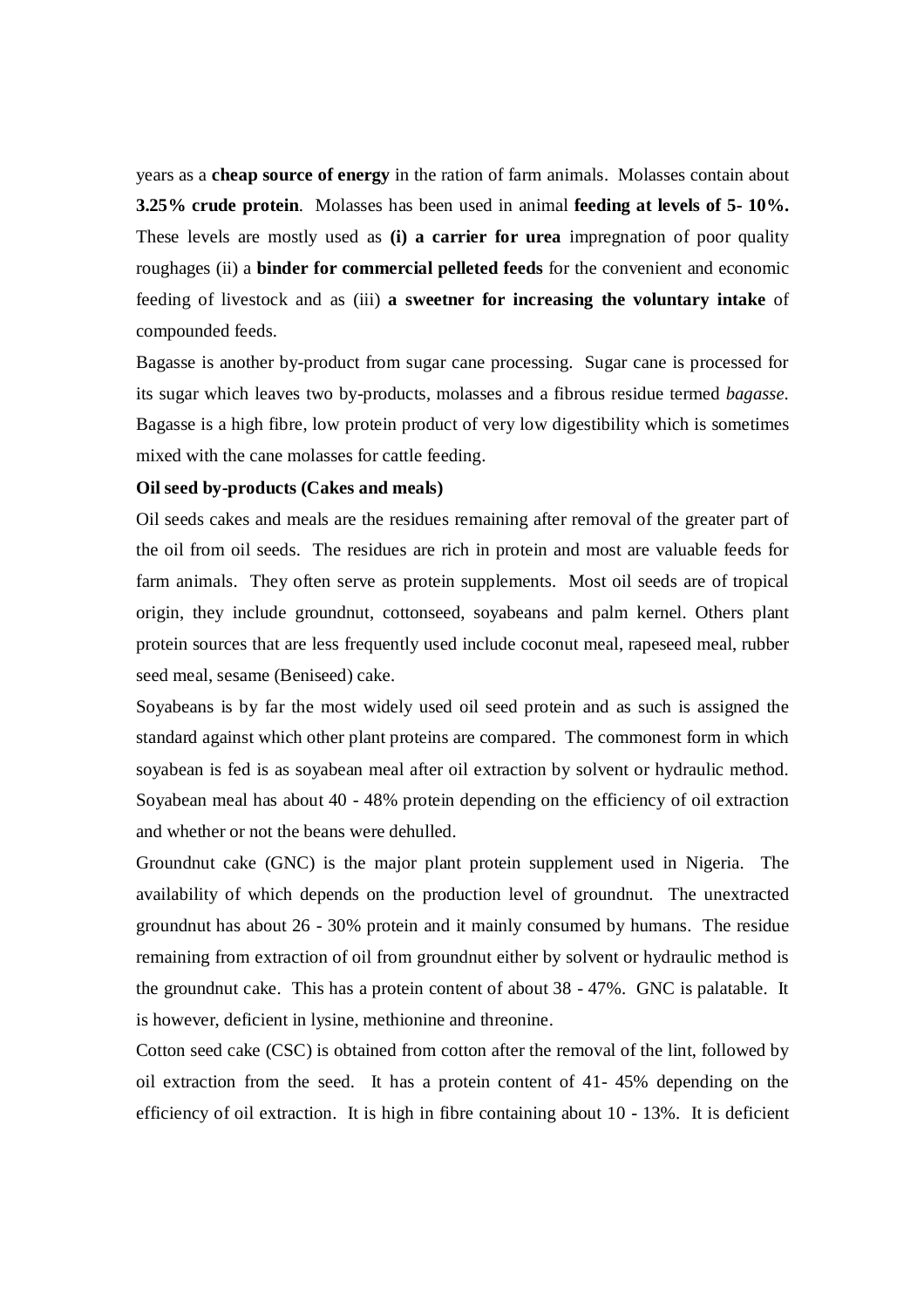years as a **cheap source of energy** in the ration of farm animals. Molasses contain about **3.25% crude protein**. Molasses has been used in animal **feeding at levels of 5- 10%.** These levels are mostly used as **(i) a carrier for urea** impregnation of poor quality roughages (ii) a **binder for commercial pelleted feeds** for the convenient and economic feeding of livestock and as (iii) **a sweetner for increasing the voluntary intake** of compounded feeds.

Bagasse is another by-product from sugar cane processing. Sugar cane is processed for its sugar which leaves two by-products, molasses and a fibrous residue termed *bagasse.* Bagasse is a high fibre, low protein product of very low digestibility which is sometimes mixed with the cane molasses for cattle feeding.

**Oil seed by-products (Cakes and meals)**

Oil seeds cakes and meals are the residues remaining after removal of the greater part of the oil from oil seeds. The residues are rich in protein and most are valuable feeds for farm animals. They often serve as protein supplements. Most oil seeds are of tropical origin, they include groundnut, cottonseed, soyabeans and palm kernel. Others plant protein sources that are less frequently used include coconut meal, rapeseed meal, rubber seed meal, sesame (Beniseed) cake.

Soyabeans is by far the most widely used oil seed protein and as such is assigned the standard against which other plant proteins are compared. The commonest form in which soyabean is fed is as soyabean meal after oil extraction by solvent or hydraulic method. Soyabean meal has about 40 - 48% protein depending on the efficiency of oil extraction and whether or not the beans were dehulled.

Groundnut cake (GNC) is the major plant protein supplement used in Nigeria. The availability of which depends on the production level of groundnut. The unextracted groundnut has about 26 - 30% protein and it mainly consumed by humans. The residue remaining from extraction of oil from groundnut either by solvent or hydraulic method is the groundnut cake. This has a protein content of about 38 - 47%. GNC is palatable. It is however, deficient in lysine, methionine and threonine.

Cotton seed cake (CSC) is obtained from cotton after the removal of the lint, followed by oil extraction from the seed. It has a protein content of 41- 45% depending on the efficiency of oil extraction. It is high in fibre containing about 10 - 13%. It is deficient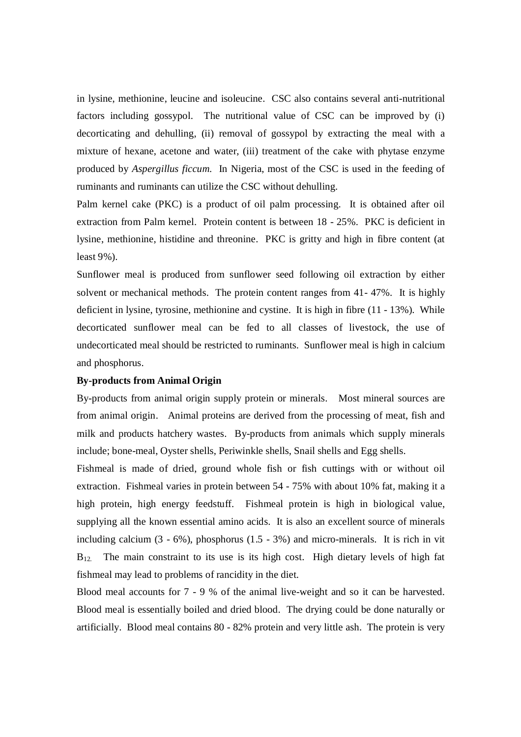in lysine, methionine, leucine and isoleucine. CSC also contains several anti-nutritional factors including gossypol. The nutritional value of CSC can be improved by (i) decorticating and dehulling, (ii) removal of gossypol by extracting the meal with a mixture of hexane, acetone and water, (iii) treatment of the cake with phytase enzyme produced by *Aspergillus ficcum.* In Nigeria, most of the CSC is used in the feeding of ruminants and ruminants can utilize the CSC without dehulling.

Palm kernel cake (PKC) is a product of oil palm processing. It is obtained after oil extraction from Palm kernel. Protein content is between 18 - 25%. PKC is deficient in lysine, methionine, histidine and threonine. PKC is gritty and high in fibre content (at least 9%).

Sunflower meal is produced from sunflower seed following oil extraction by either solvent or mechanical methods. The protein content ranges from 41- 47%. It is highly deficient in lysine, tyrosine, methionine and cystine. It is high in fibre (11 - 13%). While decorticated sunflower meal can be fed to all classes of livestock, the use of undecorticated meal should be restricted to ruminants. Sunflower meal is high in calcium and phosphorus.

**By-products from Animal Origin**

By-products from animal origin supply protein or minerals. Most mineral sources are from animal origin. Animal proteins are derived from the processing of meat, fish and milk and products hatchery wastes. By-products from animals which supply minerals include; bone-meal, Oyster shells, Periwinkle shells, Snail shells and Egg shells.

Fishmeal is made of dried, ground whole fish or fish cuttings with or without oil extraction. Fishmeal varies in protein between 54 - 75% with about 10% fat, making it a high protein, high energy feedstuff. Fishmeal protein is high in biological value, supplying all the known essential amino acids. It is also an excellent source of minerals including calcium (3 - 6%), phosphorus (1.5 - 3%) and micro-minerals. It is rich in vit $B_{12.}$ The main constraint to its use is its high cost. High dietary levels of high fat fishmeal may lead to problems of rancidity in the diet.

Blood meal accounts for 7 - 9 % of the animal live-weight and so it can be harvested. Blood meal is essentially boiled and dried blood. The drying could be done naturally or artificially. Blood meal contains 80 - 82% protein and very little ash. The protein is very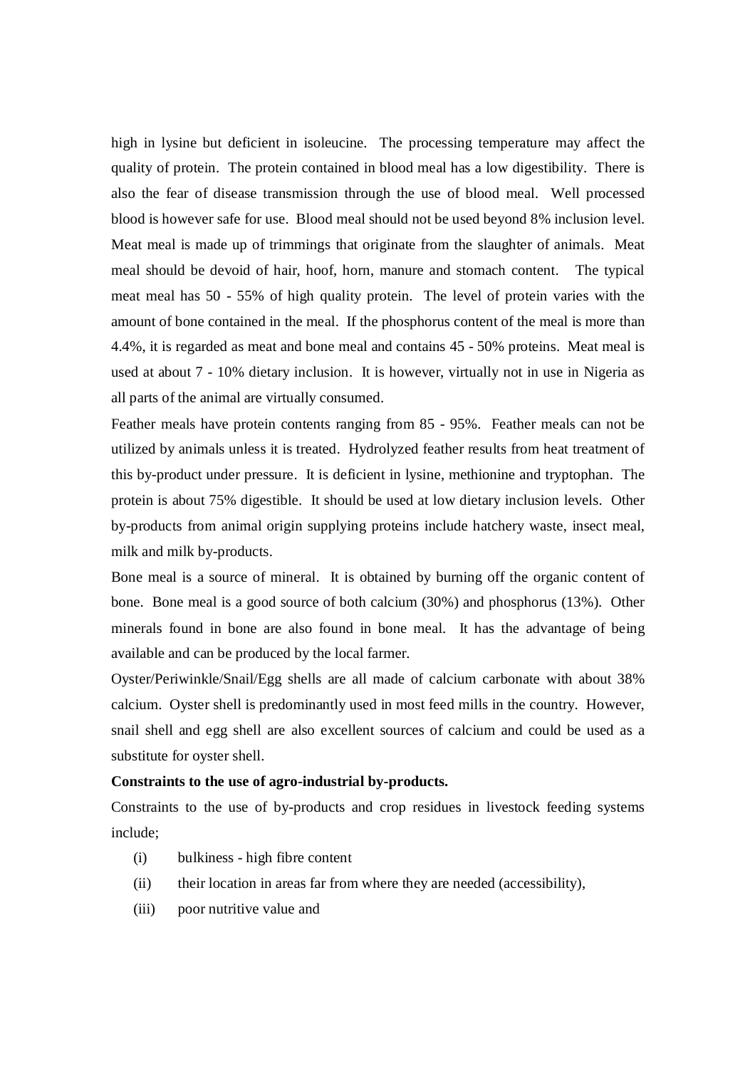high in lysine but deficient in isoleucine. The processing temperature may affect the quality of protein. The protein contained in blood meal has a low digestibility. There is also the fear of disease transmission through the use of blood meal. Well processed blood is however safe for use. Blood meal should not be used beyond 8% inclusion level. Meat meal is made up of trimmings that originate from the slaughter of animals. Meat meal should be devoid of hair, hoof, horn, manure and stomach content. The typical meat meal has 50 - 55% of high quality protein. The level of protein varies with the amount of bone contained in the meal. If the phosphorus content of the meal is more than 4.4%, it is regarded as meat and bone meal and contains 45 - 50% proteins. Meat meal is used at about 7 - 10% dietary inclusion. It is however, virtually not in use in Nigeria as all parts of the animal are virtually consumed.

Feather meals have protein contents ranging from 85 - 95%. Feather meals can not be utilized by animals unless it is treated. Hydrolyzed feather results from heat treatment of this by-product under pressure. It is deficient in lysine, methionine and tryptophan. The protein is about 75% digestible. It should be used at low dietary inclusion levels. Other by-products from animal origin supplying proteins include hatchery waste, insect meal, milk and milk by-products.

Bone meal is a source of mineral. It is obtained by burning off the organic content of bone. Bone meal is a good source of both calcium (30%) and phosphorus (13%). Other minerals found in bone are also found in bone meal. It has the advantage of being available and can be produced by the local farmer.

Oyster/Periwinkle/Snail/Egg shells are all made of calcium carbonate with about 38% calcium. Oyster shell is predominantly used in most feed mills in the country. However, snail shell and egg shell are also excellent sources of calcium and could be used as a substitute for oyster shell.

**Constraints to the use of agro-industrial by-products.**

Constraints to the use of by-products and crop residues in livestock feeding systems include;

(i) bulkiness - high fibre content

(ii) their location in areas far from where they are needed (accessibility),

(iii) poor nutritive value and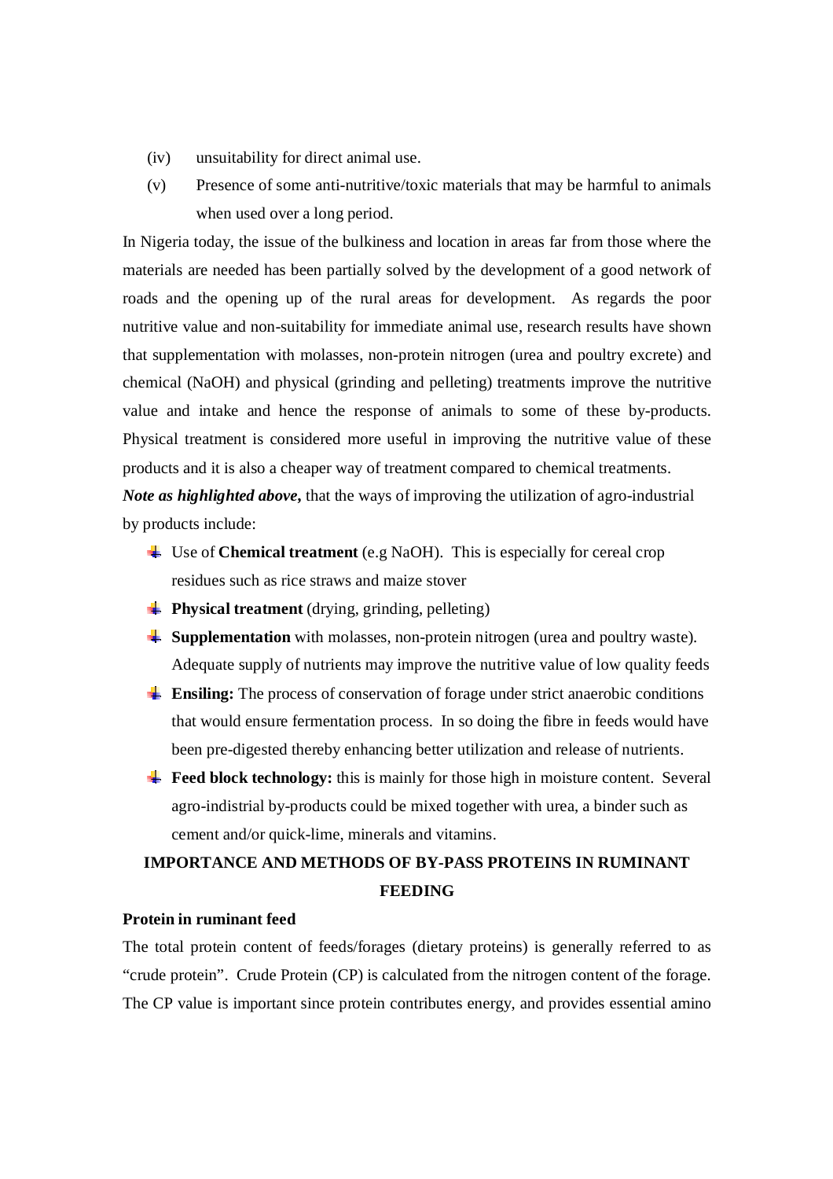(iv) unsuitability for direct animal use.

(v) Presence of some anti-nutritive/toxic materials that may be harmful to animals when used over a long period.

In Nigeria today, the issue of the bulkiness and location in areas far from those where the materials are needed has been partially solved by the development of a good network of roads and the opening up of the rural areas for development. As regards the poor nutritive value and non-suitability for immediate animal use, research results have shown that supplementation with molasses, non-protein nitrogen (urea and poultry excrete) and chemical (NaOH) and physical (grinding and pelleting) treatments improve the nutritive value and intake and hence the response of animals to some of these by-products. Physical treatment is considered more useful in improving the nutritive value of these products and it is also a cheaper way of treatment compared to chemical treatments.

***Note as highlighted above*,** that the ways of improving the utilization of agro-industrial by products include:

- Use of **Chemical treatment** (e.g NaOH). This is especially for cereal crop residues such as rice straws and maize stover
- **Physical treatment** (drying, grinding, pelleting)
- **Supplementation** with molasses, non-protein nitrogen (urea and poultry waste). Adequate supply of nutrients may improve the nutritive value of low quality feeds
- **Ensiling:** The process of conservation of forage under strict anaerobic conditions that would ensure fermentation process. In so doing the fibre in feeds would have been pre-digested thereby enhancing better utilization and release of nutrients.
- **Feed block technology:** this is mainly for those high in moisture content. Several agro-indistrial by-products could be mixed together with urea, a binder such as cement and/or quick-lime, minerals and vitamins.

## IMPORTANCE AND METHODS OF BY-PASS PROTEINS IN RUMINANT FEEDING

### Protein in ruminant feed

The total protein content of feeds/forages (dietary proteins) is generally referred to as "crude protein". Crude Protein (CP) is calculated from the nitrogen content of the forage. The CP value is important since protein contributes energy, and provides essential amino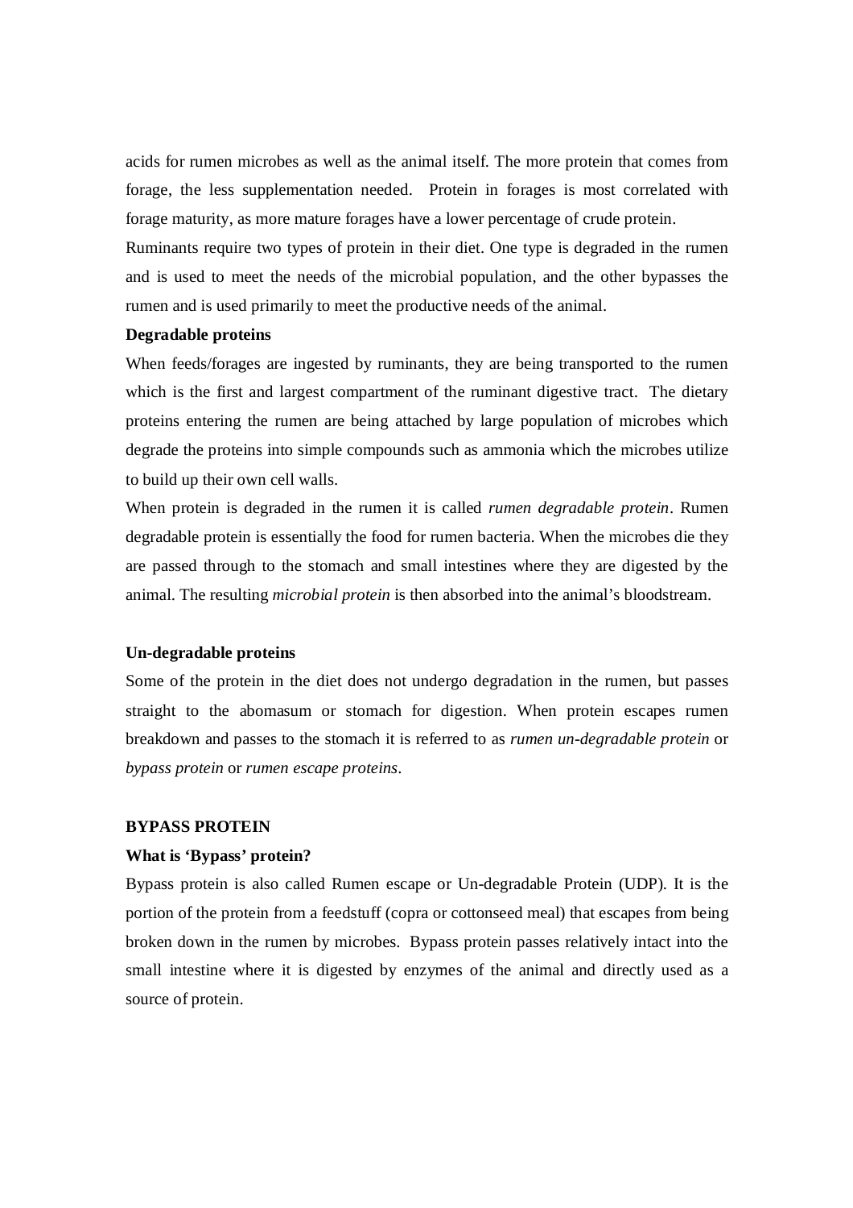acids for rumen microbes as well as the animal itself. The more protein that comes from forage, the less supplementation needed. Protein in forages is most correlated with forage maturity, as more mature forages have a lower percentage of crude protein.

Ruminants require two types of protein in their diet. One type is degraded in the rumen and is used to meet the needs of the microbial population, and the other bypasses the rumen and is used primarily to meet the productive needs of the animal.

**Degradable proteins**

When feeds/forages are ingested by ruminants, they are being transported to the rumen which is the first and largest compartment of the ruminant digestive tract. The dietary proteins entering the rumen are being attached by large population of microbes which degrade the proteins into simple compounds such as ammonia which the microbes utilize to build up their own cell walls.

When protein is degraded in the rumen it is called *rumen degradable protein*. Rumen degradable protein is essentially the food for rumen bacteria. When the microbes die they are passed through to the stomach and small intestines where they are digested by the animal. The resulting *microbial protein* is then absorbed into the animal's bloodstream.

**Un-degradable proteins**

Some of the protein in the diet does not undergo degradation in the rumen, but passes straight to the abomasum or stomach for digestion. When protein escapes rumen breakdown and passes to the stomach it is referred to as *rumen un-degradable protein* or *bypass protein* or *rumen escape proteins*.

**BYPASS PROTEIN**

**What is 'Bypass' protein?**

Bypass protein is also called Rumen escape or Un-degradable Protein (UDP). It is the portion of the protein from a feedstuff (copra or cottonseed meal) that escapes from being broken down in the rumen by microbes. Bypass protein passes relatively intact into the small intestine where it is digested by enzymes of the animal and directly used as a source of protein.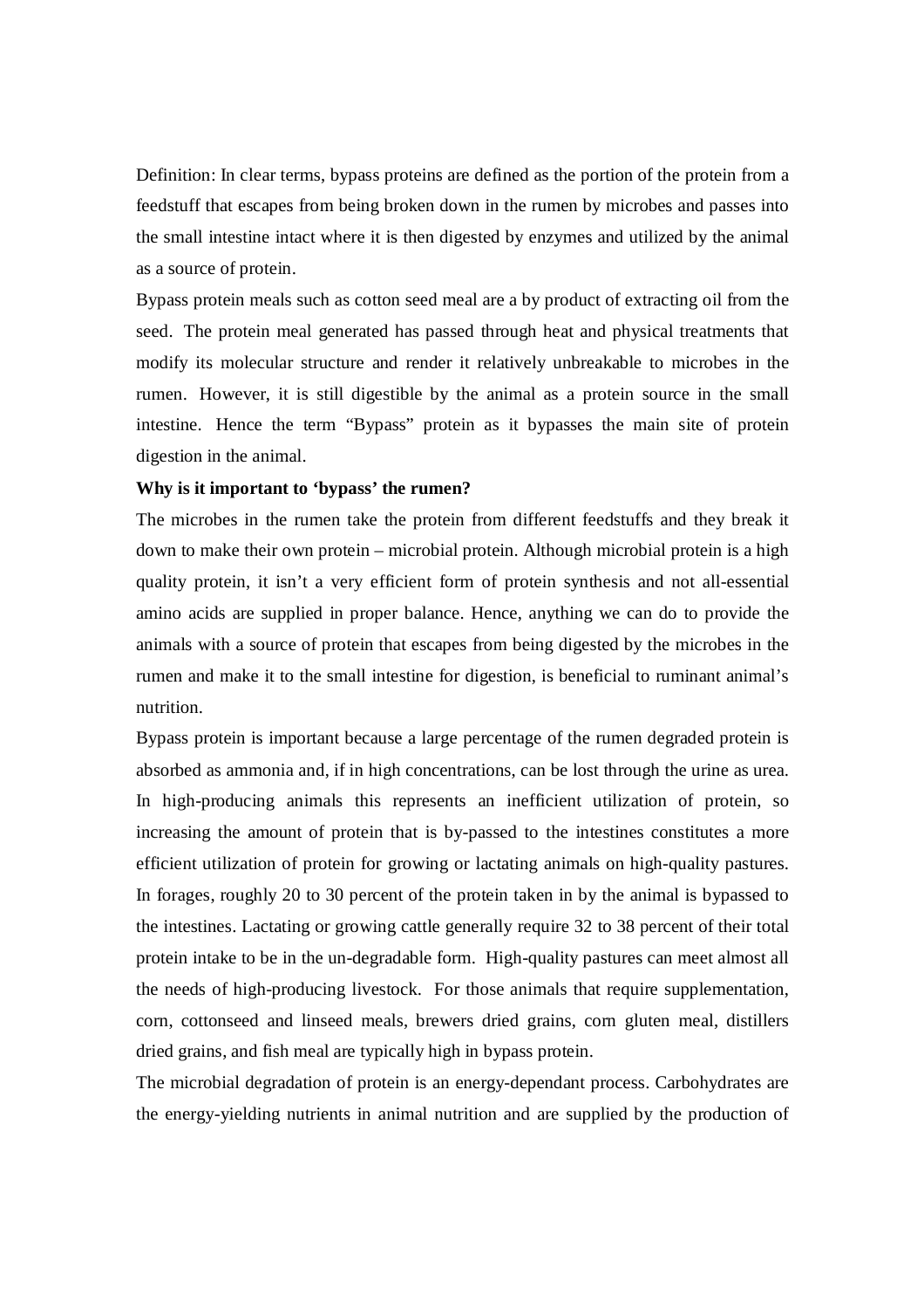Definition: In clear terms, bypass proteins are defined as the portion of the protein from a feedstuff that escapes from being broken down in the rumen by microbes and passes into the small intestine intact where it is then digested by enzymes and utilized by the animal as a source of protein.

Bypass protein meals such as cotton seed meal are a by product of extracting oil from the seed. The protein meal generated has passed through heat and physical treatments that modify its molecular structure and render it relatively unbreakable to microbes in the rumen. However, it is still digestible by the animal as a protein source in the small intestine. Hence the term "Bypass" protein as it bypasses the main site of protein digestion in the animal.

**Why is it important to 'bypass' the rumen?**

The microbes in the rumen take the protein from different feedstuffs and they break it down to make their own protein – microbial protein. Although microbial protein is a high quality protein, it isn't a very efficient form of protein synthesis and not all-essential amino acids are supplied in proper balance. Hence, anything we can do to provide the animals with a source of protein that escapes from being digested by the microbes in the rumen and make it to the small intestine for digestion, is beneficial to ruminant animal's nutrition.

Bypass protein is important because a large percentage of the rumen degraded protein is absorbed as ammonia and, if in high concentrations, can be lost through the urine as urea. In high-producing animals this represents an inefficient utilization of protein, so increasing the amount of protein that is by-passed to the intestines constitutes a more efficient utilization of protein for growing or lactating animals on high-quality pastures. In forages, roughly 20 to 30 percent of the protein taken in by the animal is bypassed to the intestines. Lactating or growing cattle generally require 32 to 38 percent of their total protein intake to be in the un-degradable form. High-quality pastures can meet almost all the needs of high-producing livestock. For those animals that require supplementation, corn, cottonseed and linseed meals, brewers dried grains, corn gluten meal, distillers dried grains, and fish meal are typically high in bypass protein.

The microbial degradation of protein is an energy-dependant process. Carbohydrates are the energy-yielding nutrients in animal nutrition and are supplied by the production of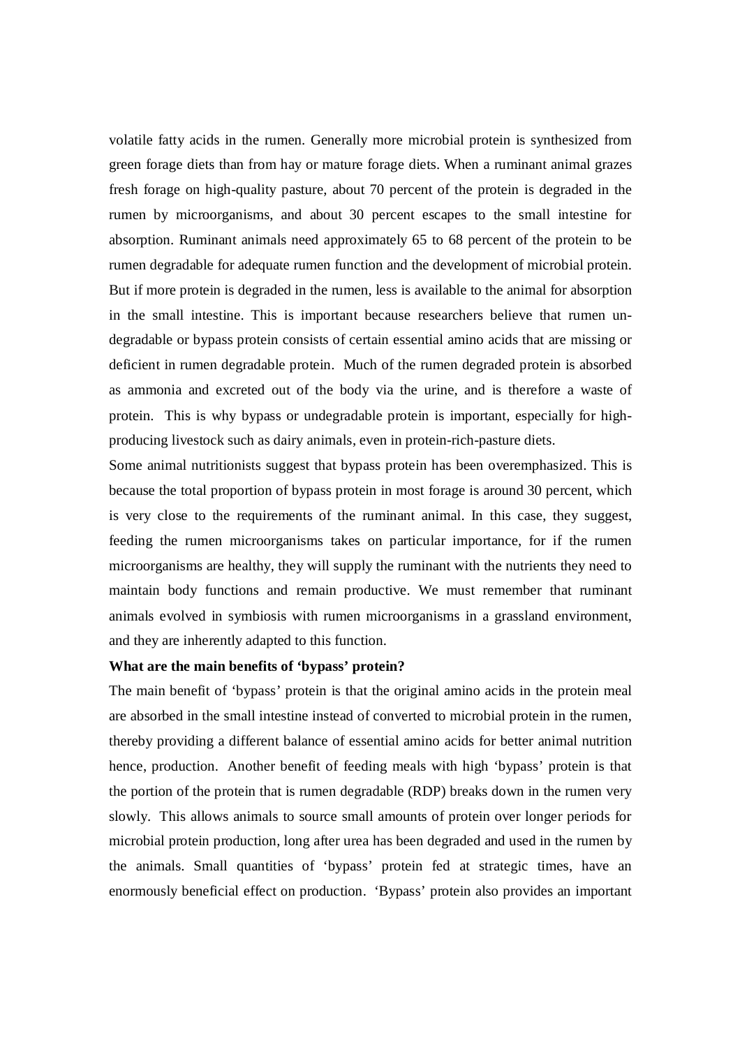volatile fatty acids in the rumen. Generally more microbial protein is synthesized from green forage diets than from hay or mature forage diets. When a ruminant animal grazes fresh forage on high-quality pasture, about 70 percent of the protein is degraded in the rumen by microorganisms, and about 30 percent escapes to the small intestine for absorption. Ruminant animals need approximately 65 to 68 percent of the protein to be rumen degradable for adequate rumen function and the development of microbial protein. But if more protein is degraded in the rumen, less is available to the animal for absorption in the small intestine. This is important because researchers believe that rumen un-degradable or bypass protein consists of certain essential amino acids that are missing or deficient in rumen degradable protein. Much of the rumen degraded protein is absorbed as ammonia and excreted out of the body via the urine, and is therefore a waste of protein. This is why bypass or undegradable protein is important, especially for high-producing livestock such as dairy animals, even in protein-rich-pasture diets.

Some animal nutritionists suggest that bypass protein has been overemphasized. This is because the total proportion of bypass protein in most forage is around 30 percent, which is very close to the requirements of the ruminant animal. In this case, they suggest, feeding the rumen microorganisms takes on particular importance, for if the rumen microorganisms are healthy, they will supply the ruminant with the nutrients they need to maintain body functions and remain productive. We must remember that ruminant animals evolved in symbiosis with rumen microorganisms in a grassland environment, and they are inherently adapted to this function.

**What are the main benefits of 'bypass' protein?**

The main benefit of 'bypass' protein is that the original amino acids in the protein meal are absorbed in the small intestine instead of converted to microbial protein in the rumen, thereby providing a different balance of essential amino acids for better animal nutrition hence, production. Another benefit of feeding meals with high 'bypass' protein is that the portion of the protein that is rumen degradable (RDP) breaks down in the rumen very slowly. This allows animals to source small amounts of protein over longer periods for microbial protein production, long after urea has been degraded and used in the rumen by the animals. Small quantities of 'bypass' protein fed at strategic times, have an enormously beneficial effect on production. 'Bypass' protein also provides an important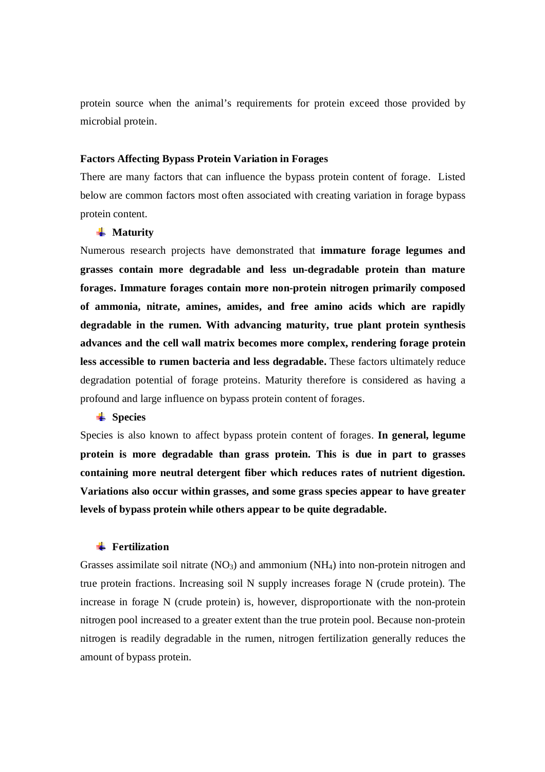protein source when the animal's requirements for protein exceed those provided by microbial protein.

**Factors Affecting Bypass Protein Variation in Forages**

There are many factors that can influence the bypass protein content of forage. Listed below are common factors most often associated with creating variation in forage bypass protein content.

- **Maturity**

Numerous research projects have demonstrated that **immature forage legumes and grasses contain more degradable and less un-degradable protein than mature forages. Immature forages contain more non-protein nitrogen primarily composed of ammonia, nitrate, amines, amides, and free amino acids which are rapidly degradable in the rumen. With advancing maturity, true plant protein synthesis advances and the cell wall matrix becomes more complex, rendering forage protein less accessible to rumen bacteria and less degradable.** These factors ultimately reduce degradation potential of forage proteins. Maturity therefore is considered as having a profound and large influence on bypass protein content of forages.

- **Species**

Species is also known to affect bypass protein content of forages. **In general, legume protein is more degradable than grass protein. This is due in part to grasses containing more neutral detergent fiber which reduces rates of nutrient digestion. Variations also occur within grasses, and some grass species appear to have greater levels of bypass protein while others appear to be quite degradable.**

- **Fertilization**

Grasses assimilate soil nitrate ($NO_3$) and ammonium ($NH_4$) into non-protein nitrogen and true protein fractions. Increasing soil N supply increases forage N (crude protein). The increase in forage N (crude protein) is, however, disproportionate with the non-protein nitrogen pool increased to a greater extent than the true protein pool. Because non-protein nitrogen is readily degradable in the rumen, nitrogen fertilization generally reduces the amount of bypass protein.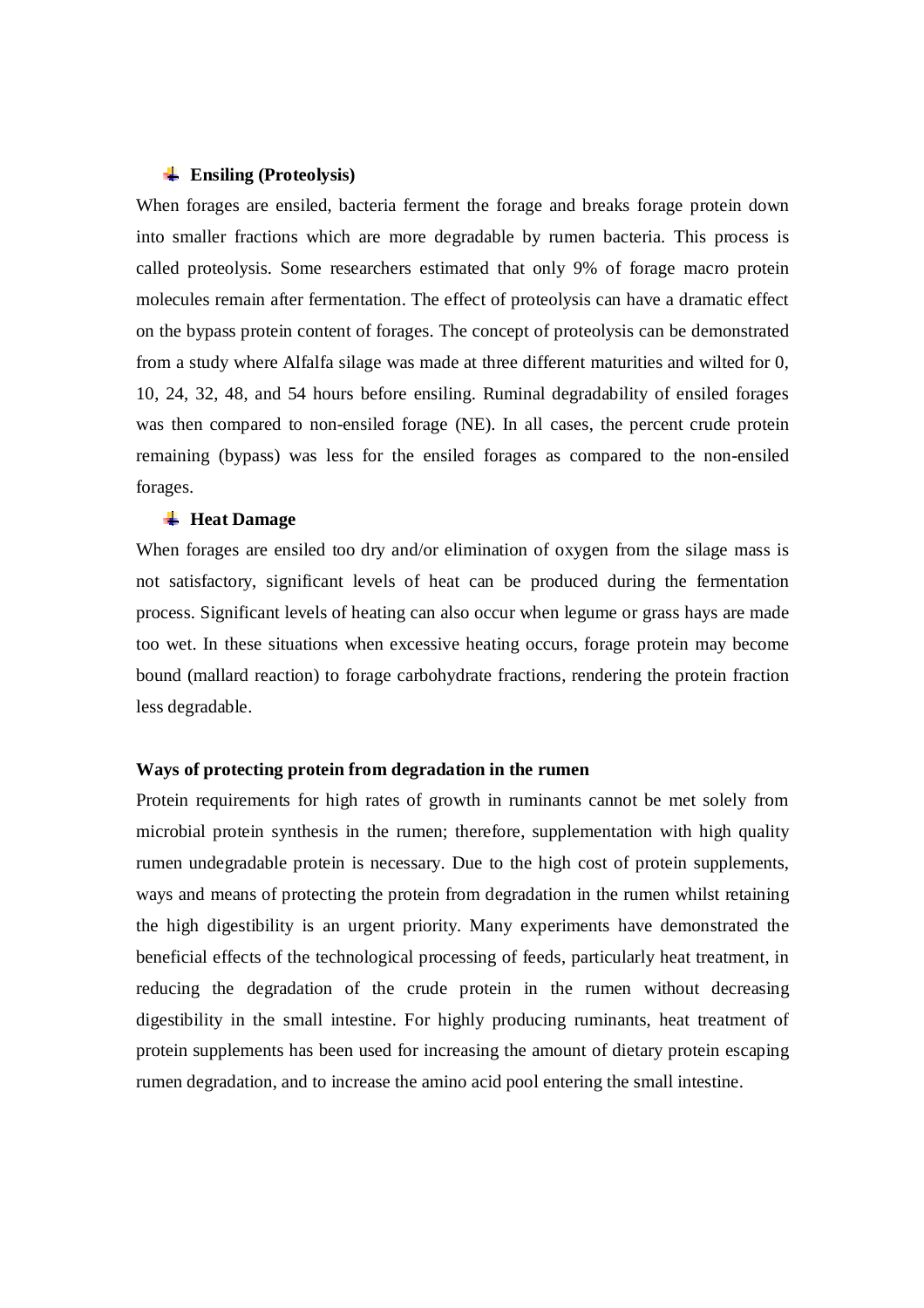- **Ensiling (Proteolysis)**

When forages are ensiled, bacteria ferment the forage and breaks forage protein down into smaller fractions which are more degradable by rumen bacteria. This process is called proteolysis. Some researchers estimated that only 9% of forage macro protein molecules remain after fermentation. The effect of proteolysis can have a dramatic effect on the bypass protein content of forages. The concept of proteolysis can be demonstrated from a study where Alfalfa silage was made at three different maturities and wilted for 0, 10, 24, 32, 48, and 54 hours before ensiling. Ruminal degradability of ensiled forages was then compared to non-ensiled forage (NE). In all cases, the percent crude protein remaining (bypass) was less for the ensiled forages as compared to the non-ensiled forages.

- **Heat Damage**

When forages are ensiled too dry and/or elimination of oxygen from the silage mass is not satisfactory, significant levels of heat can be produced during the fermentation process. Significant levels of heating can also occur when legume or grass hays are made too wet. In these situations when excessive heating occurs, forage protein may become bound (mallard reaction) to forage carbohydrate fractions, rendering the protein fraction less degradable.

**Ways of protecting protein from degradation in the rumen**

Protein requirements for high rates of growth in ruminants cannot be met solely from microbial protein synthesis in the rumen; therefore, supplementation with high quality rumen undegradable protein is necessary. Due to the high cost of protein supplements, ways and means of protecting the protein from degradation in the rumen whilst retaining the high digestibility is an urgent priority. Many experiments have demonstrated the beneficial effects of the technological processing of feeds, particularly heat treatment, in reducing the degradation of the crude protein in the rumen without decreasing digestibility in the small intestine. For highly producing ruminants, heat treatment of protein supplements has been used for increasing the amount of dietary protein escaping rumen degradation, and to increase the amino acid pool entering the small intestine.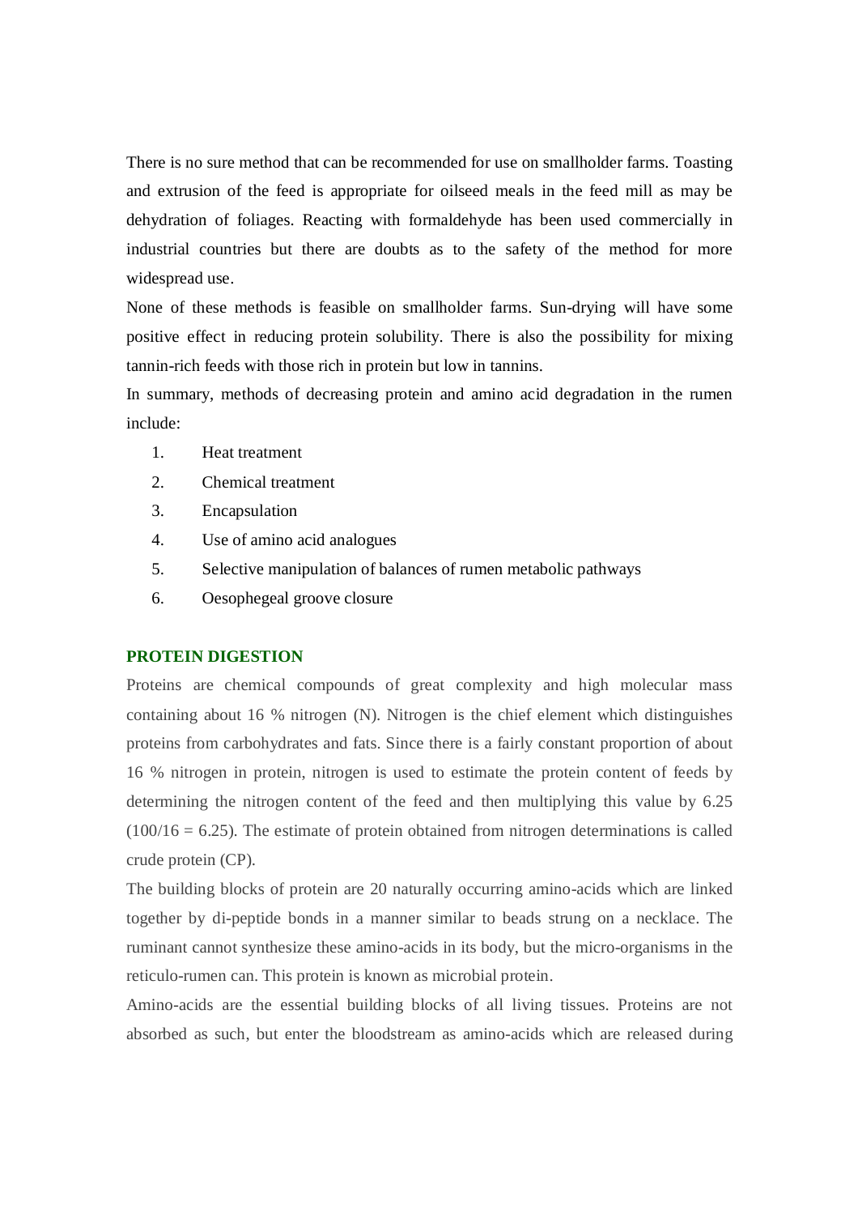There is no sure method that can be recommended for use on smallholder farms. Toasting and extrusion of the feed is appropriate for oilseed meals in the feed mill as may be dehydration of foliages. Reacting with formaldehyde has been used commercially in industrial countries but there are doubts as to the safety of the method for more widespread use.

None of these methods is feasible on smallholder farms. Sun-drying will have some positive effect in reducing protein solubility. There is also the possibility for mixing tannin-rich feeds with those rich in protein but low in tannins.

In summary, methods of decreasing protein and amino acid degradation in the rumen include:

1. Heat treatment
2. Chemical treatment
3. Encapsulation
4. Use of amino acid analogues
5. Selective manipulation of balances of rumen metabolic pathways
6. Oesophegeal groove closure

## PROTEIN DIGESTION

Proteins are chemical compounds of great complexity and high molecular mass containing about 16 % nitrogen (N). Nitrogen is the chief element which distinguishes proteins from carbohydrates and fats. Since there is a fairly constant proportion of about 16 % nitrogen in protein, nitrogen is used to estimate the protein content of feeds by determining the nitrogen content of the feed and then multiplying this value by 6.25 ($100/16 = 6.25$). The estimate of protein obtained from nitrogen determinations is called crude protein (CP).

The building blocks of protein are 20 naturally occurring amino-acids which are linked together by di-peptide bonds in a manner similar to beads strung on a necklace. The ruminant cannot synthesize these amino-acids in its body, but the micro-organisms in the reticulo-rumen can. This protein is known as microbial protein.

Amino-acids are the essential building blocks of all living tissues. Proteins are not absorbed as such, but enter the bloodstream as amino-acids which are released during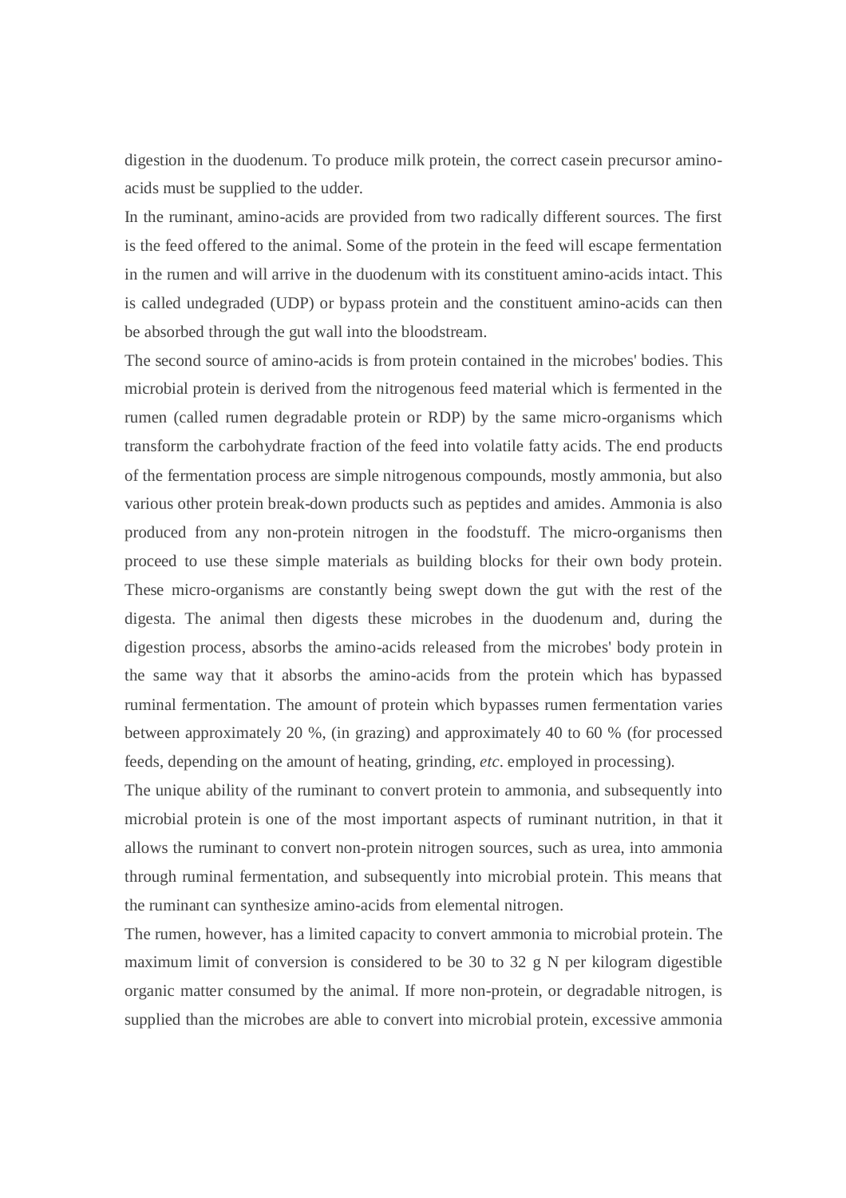digestion in the duodenum. To produce milk protein, the correct casein precursor amino-acids must be supplied to the udder.

In the ruminant, amino-acids are provided from two radically different sources. The first is the feed offered to the animal. Some of the protein in the feed will escape fermentation in the rumen and will arrive in the duodenum with its constituent amino-acids intact. This is called undegraded (UDP) or bypass protein and the constituent amino-acids can then be absorbed through the gut wall into the bloodstream.

The second source of amino-acids is from protein contained in the microbes' bodies. This microbial protein is derived from the nitrogenous feed material which is fermented in the rumen (called rumen degradable protein or RDP) by the same micro-organisms which transform the carbohydrate fraction of the feed into volatile fatty acids. The end products of the fermentation process are simple nitrogenous compounds, mostly ammonia, but also various other protein break-down products such as peptides and amides. Ammonia is also produced from any non-protein nitrogen in the foodstuff. The micro-organisms then proceed to use these simple materials as building blocks for their own body protein. These micro-organisms are constantly being swept down the gut with the rest of the digesta. The animal then digests these microbes in the duodenum and, during the digestion process, absorbs the amino-acids released from the microbes' body protein in the same way that it absorbs the amino-acids from the protein which has bypassed ruminal fermentation. The amount of protein which bypasses rumen fermentation varies between approximately 20 %, (in grazing) and approximately 40 to 60 % (for processed feeds, depending on the amount of heating, grinding, *etc*. employed in processing).

The unique ability of the ruminant to convert protein to ammonia, and subsequently into microbial protein is one of the most important aspects of ruminant nutrition, in that it allows the ruminant to convert non-protein nitrogen sources, such as urea, into ammonia through ruminal fermentation, and subsequently into microbial protein. This means that the ruminant can synthesize amino-acids from elemental nitrogen.

The rumen, however, has a limited capacity to convert ammonia to microbial protein. The maximum limit of conversion is considered to be 30 to 32 g N per kilogram digestible organic matter consumed by the animal. If more non-protein, or degradable nitrogen, is supplied than the microbes are able to convert into microbial protein, excessive ammonia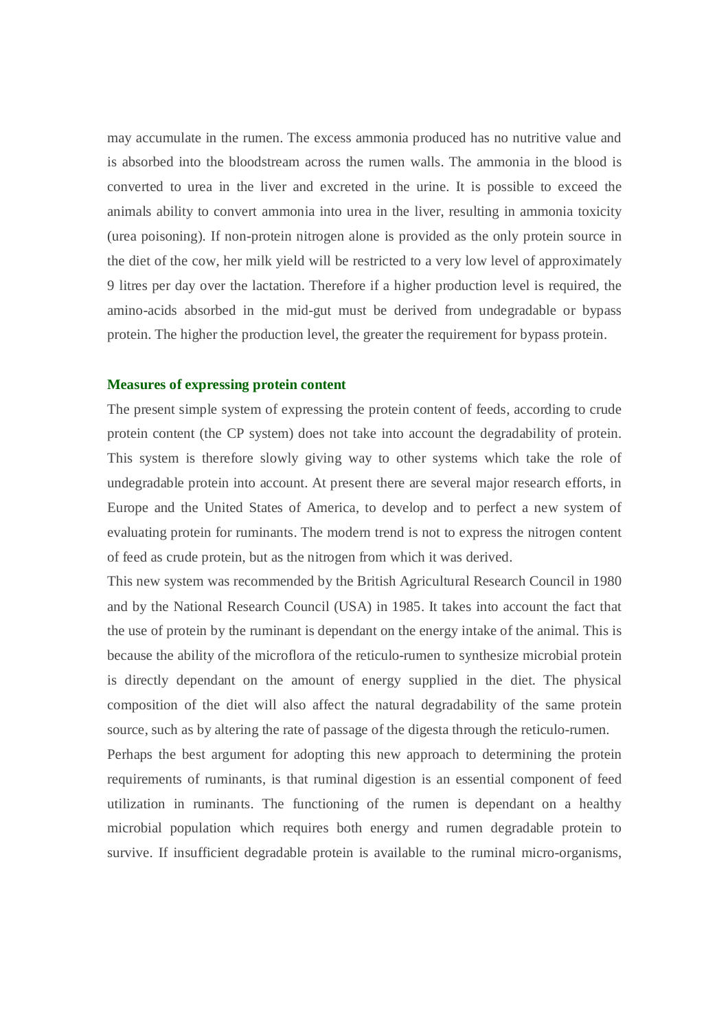may accumulate in the rumen. The excess ammonia produced has no nutritive value and is absorbed into the bloodstream across the rumen walls. The ammonia in the blood is converted to urea in the liver and excreted in the urine. It is possible to exceed the animals ability to convert ammonia into urea in the liver, resulting in ammonia toxicity (urea poisoning). If non-protein nitrogen alone is provided as the only protein source in the diet of the cow, her milk yield will be restricted to a very low level of approximately 9 litres per day over the lactation. Therefore if a higher production level is required, the amino-acids absorbed in the mid-gut must be derived from undegradable or bypass protein. The higher the production level, the greater the requirement for bypass protein.

### Measures of expressing protein content

The present simple system of expressing the protein content of feeds, according to crude protein content (the CP system) does not take into account the degradability of protein. This system is therefore slowly giving way to other systems which take the role of undegradable protein into account. At present there are several major research efforts, in Europe and the United States of America, to develop and to perfect a new system of evaluating protein for ruminants. The modern trend is not to express the nitrogen content of feed as crude protein, but as the nitrogen from which it was derived.

This new system was recommended by the British Agricultural Research Council in 1980 and by the National Research Council (USA) in 1985. It takes into account the fact that the use of protein by the ruminant is dependant on the energy intake of the animal. This is because the ability of the microflora of the reticulo-rumen to synthesize microbial protein is directly dependant on the amount of energy supplied in the diet. The physical composition of the diet will also affect the natural degradability of the same protein source, such as by altering the rate of passage of the digesta through the reticulo-rumen.

Perhaps the best argument for adopting this new approach to determining the protein requirements of ruminants, is that ruminal digestion is an essential component of feed utilization in ruminants. The functioning of the rumen is dependant on a healthy microbial population which requires both energy and rumen degradable protein to survive. If insufficient degradable protein is available to the ruminal micro-organisms,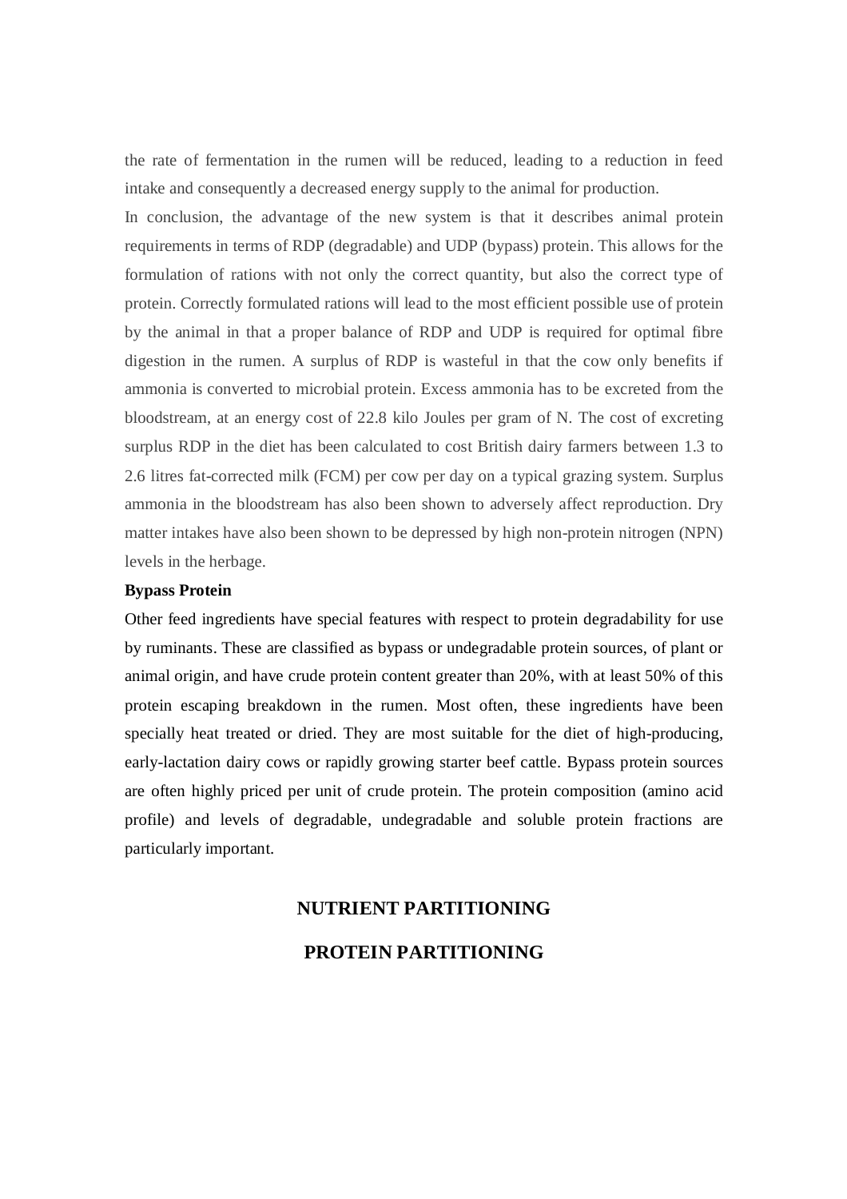the rate of fermentation in the rumen will be reduced, leading to a reduction in feed intake and consequently a decreased energy supply to the animal for production.

In conclusion, the advantage of the new system is that it describes animal protein requirements in terms of RDP (degradable) and UDP (bypass) protein. This allows for the formulation of rations with not only the correct quantity, but also the correct type of protein. Correctly formulated rations will lead to the most efficient possible use of protein by the animal in that a proper balance of RDP and UDP is required for optimal fibre digestion in the rumen. A surplus of RDP is wasteful in that the cow only benefits if ammonia is converted to microbial protein. Excess ammonia has to be excreted from the bloodstream, at an energy cost of 22.8 kilo Joules per gram of N. The cost of excreting surplus RDP in the diet has been calculated to cost British dairy farmers between 1.3 to 2.6 litres fat-corrected milk (FCM) per cow per day on a typical grazing system. Surplus ammonia in the bloodstream has also been shown to adversely affect reproduction. Dry matter intakes have also been shown to be depressed by high non-protein nitrogen (NPN) levels in the herbage.

**Bypass Protein**

Other feed ingredients have special features with respect to protein degradability for use by ruminants. These are classified as bypass or undegradable protein sources, of plant or animal origin, and have crude protein content greater than 20%, with at least 50% of this protein escaping breakdown in the rumen. Most often, these ingredients have been specially heat treated or dried. They are most suitable for the diet of high-producing, early-lactation dairy cows or rapidly growing starter beef cattle. Bypass protein sources are often highly priced per unit of crude protein. The protein composition (amino acid profile) and levels of degradable, undegradable and soluble protein fractions are particularly important.

## NUTRIENT PARTITIONING

## PROTEIN PARTITIONING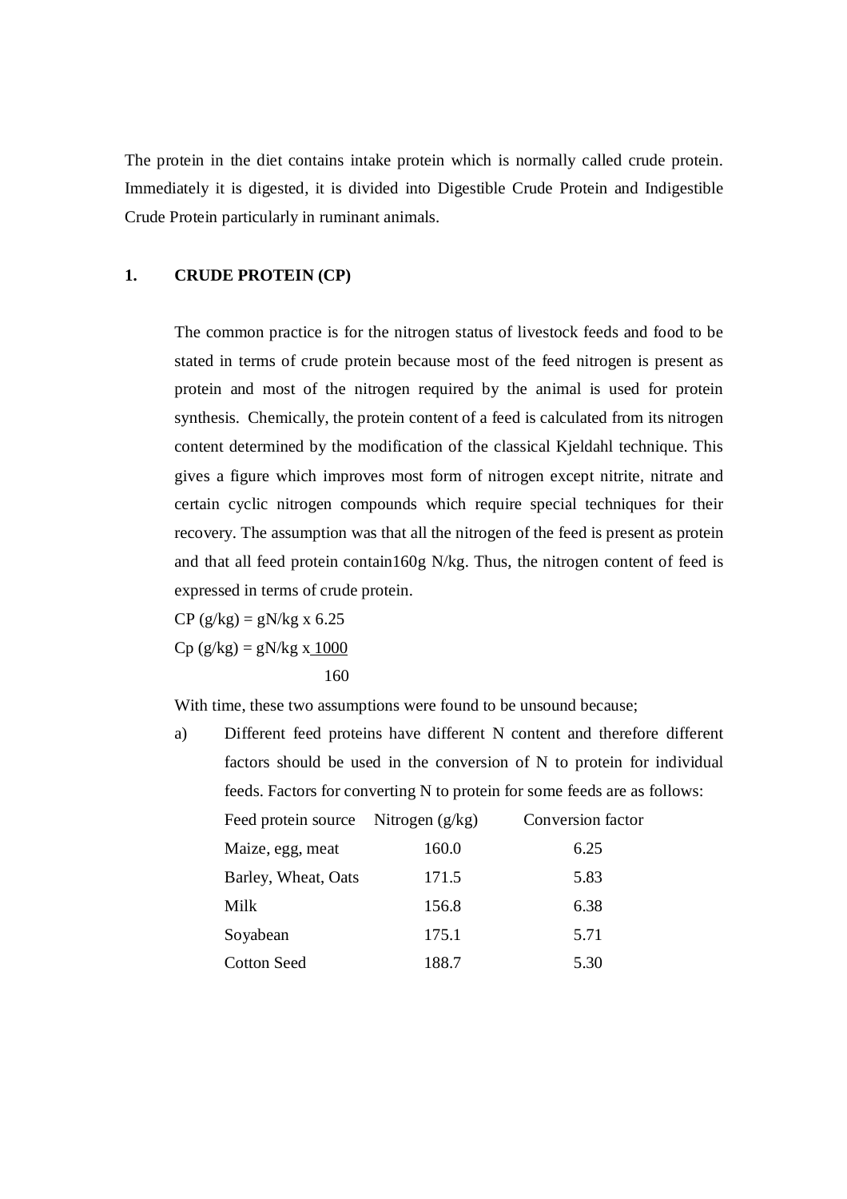The protein in the diet contains intake protein which is normally called crude protein. Immediately it is digested, it is divided into Digestible Crude Protein and Indigestible Crude Protein particularly in ruminant animals.

## 1. CRUDE PROTEIN (CP)

The common practice is for the nitrogen status of livestock feeds and food to be stated in terms of crude protein because most of the feed nitrogen is present as protein and most of the nitrogen required by the animal is used for protein synthesis. Chemically, the protein content of a feed is calculated from its nitrogen content determined by the modification of the classical Kjeldahl technique. This gives a figure which improves most form of nitrogen except nitrite, nitrate and certain cyclic nitrogen compounds which require special techniques for their recovery. The assumption was that all the nitrogen of the feed is present as protein and that all feed protein contain160g N/kg. Thus, the nitrogen content of feed is expressed in terms of crude protein.

$$CP\ (g/kg) = gN/kg \times 6.25$$

$$Cp\ (g/kg) = gN/kg \times \frac{1000}{160}$$

With time, these two assumptions were found to be unsound because;

a) Different feed proteins have different N content and therefore different factors should be used in the conversion of N to protein for individual feeds. Factors for converting N to protein for some feeds are as follows:

| Feed protein source | Nitrogen (g/kg) | Conversion factor |
|---|---|---|
| Maize, egg, meat | 160.0 | 6.25 |
| Barley, Wheat, Oats | 171.5 | 5.83 |
| Milk | 156.8 | 6.38 |
| Soyabean | 175.1 | 5.71 |
| Cotton Seed | 188.7 | 5.30 |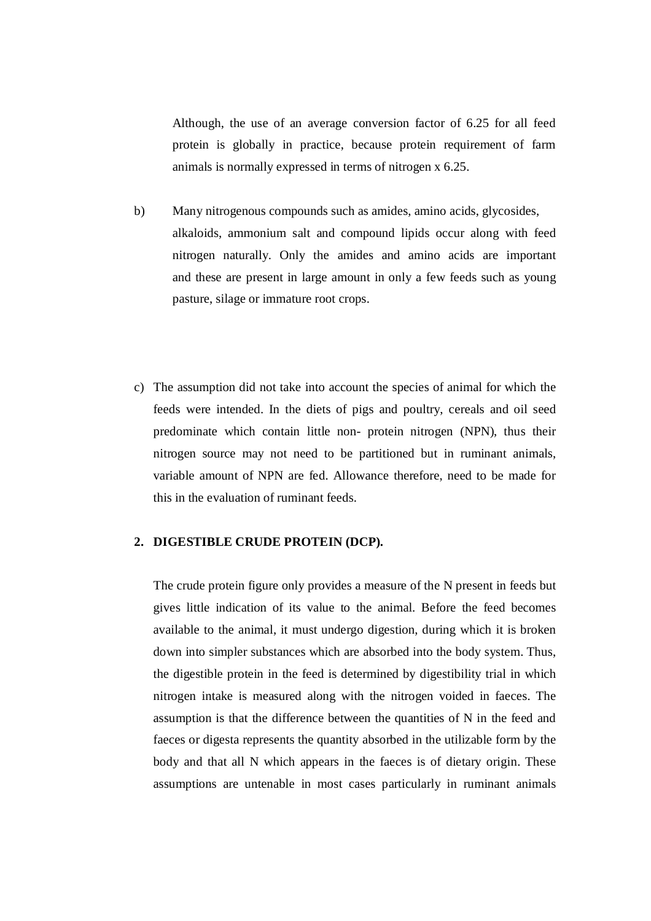Although, the use of an average conversion factor of 6.25 for all feed protein is globally in practice, because protein requirement of farm animals is normally expressed in terms of nitrogen x 6.25.

b) Many nitrogenous compounds such as amides, amino acids, glycosides, alkaloids, ammonium salt and compound lipids occur along with feed nitrogen naturally. Only the amides and amino acids are important and these are present in large amount in only a few feeds such as young pasture, silage or immature root crops.

c) The assumption did not take into account the species of animal for which the feeds were intended. In the diets of pigs and poultry, cereals and oil seed predominate which contain little non- protein nitrogen (NPN), thus their nitrogen source may not need to be partitioned but in ruminant animals, variable amount of NPN are fed. Allowance therefore, need to be made for this in the evaluation of ruminant feeds.

## 2. DIGESTIBLE CRUDE PROTEIN (DCP).

The crude protein figure only provides a measure of the N present in feeds but gives little indication of its value to the animal. Before the feed becomes available to the animal, it must undergo digestion, during which it is broken down into simpler substances which are absorbed into the body system. Thus, the digestible protein in the feed is determined by digestibility trial in which nitrogen intake is measured along with the nitrogen voided in faeces. The assumption is that the difference between the quantities of N in the feed and faeces or digesta represents the quantity absorbed in the utilizable form by the body and that all N which appears in the faeces is of dietary origin. These assumptions are untenable in most cases particularly in ruminant animals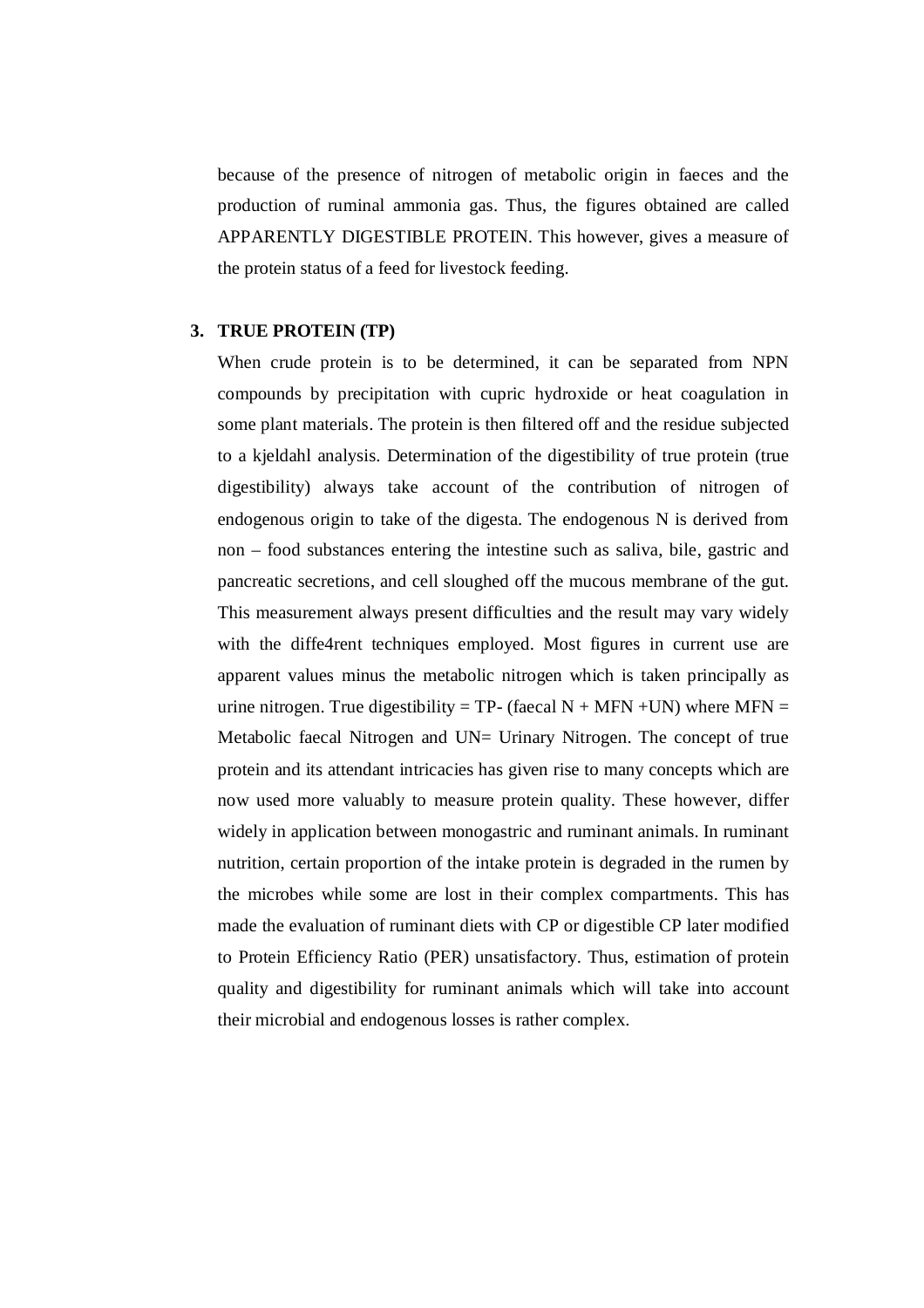because of the presence of nitrogen of metabolic origin in faeces and the production of ruminal ammonia gas. Thus, the figures obtained are called APPARENTLY DIGESTIBLE PROTEIN. This however, gives a measure of the protein status of a feed for livestock feeding.

3. **TRUE PROTEIN (TP)**

When crude protein is to be determined, it can be separated from NPN compounds by precipitation with cupric hydroxide or heat coagulation in some plant materials. The protein is then filtered off and the residue subjected to a kjeldahl analysis. Determination of the digestibility of true protein (true digestibility) always take account of the contribution of nitrogen of endogenous origin to take of the digesta. The endogenous N is derived from non – food substances entering the intestine such as saliva, bile, gastric and pancreatic secretions, and cell sloughed off the mucous membrane of the gut. This measurement always present difficulties and the result may vary widely with the diffe4rent techniques employed. Most figures in current use are apparent values minus the metabolic nitrogen which is taken principally as urine nitrogen. True digestibility = TP- (faecal N + MFN +UN) where MFN = Metabolic faecal Nitrogen and UN= Urinary Nitrogen. The concept of true protein and its attendant intricacies has given rise to many concepts which are now used more valuably to measure protein quality. These however, differ widely in application between monogastric and ruminant animals. In ruminant nutrition, certain proportion of the intake protein is degraded in the rumen by the microbes while some are lost in their complex compartments. This has made the evaluation of ruminant diets with CP or digestible CP later modified to Protein Efficiency Ratio (PER) unsatisfactory. Thus, estimation of protein quality and digestibility for ruminant animals which will take into account their microbial and endogenous losses is rather complex.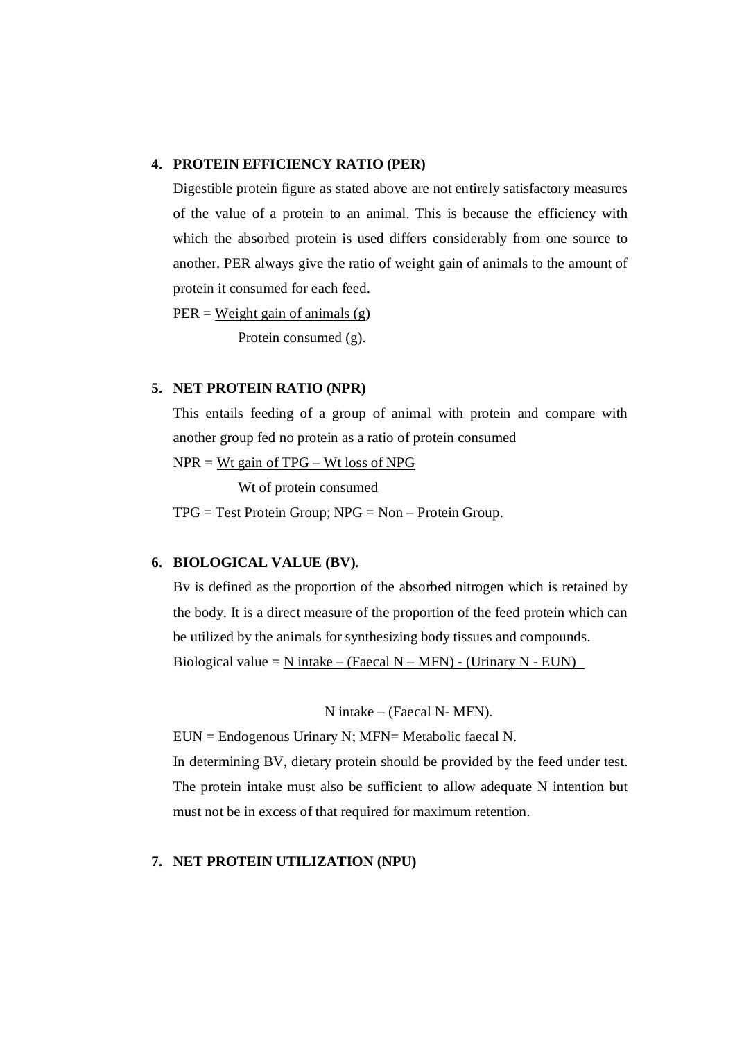**4. PROTEIN EFFICIENCY RATIO (PER)**

Digestible protein figure as stated above are not entirely satisfactory measures of the value of a protein to an animal. This is because the efficiency with which the absorbed protein is used differs considerably from one source to another. PER always give the ratio of weight gain of animals to the amount of protein it consumed for each feed.

$$PER = \frac{\text{Weight gain of animals (g)}}{\text{Protein consumed (g).}}$$

**5. NET PROTEIN RATIO (NPR)**

This entails feeding of a group of animal with protein and compare with another group fed no protein as a ratio of protein consumed

$$NPR = \frac{\text{Wt gain of TPG – Wt loss of NPG}}{\text{Wt of protein consumed}}$$

TPG = Test Protein Group; NPG = Non – Protein Group.

**6. BIOLOGICAL VALUE (BV).**

Bv is defined as the proportion of the absorbed nitrogen which is retained by the body. It is a direct measure of the proportion of the feed protein which can be utilized by the animals for synthesizing body tissues and compounds.

$$\text{Biological value} = \frac{\text{N intake – (Faecal N – MFN) - (Urinary N - EUN)}}{\text{N intake – (Faecal N- MFN).}}$$

EUN = Endogenous Urinary N; MFN= Metabolic faecal N.

In determining BV, dietary protein should be provided by the feed under test. The protein intake must also be sufficient to allow adequate N intention but must not be in excess of that required for maximum retention.

**7. NET PROTEIN UTILIZATION (NPU)**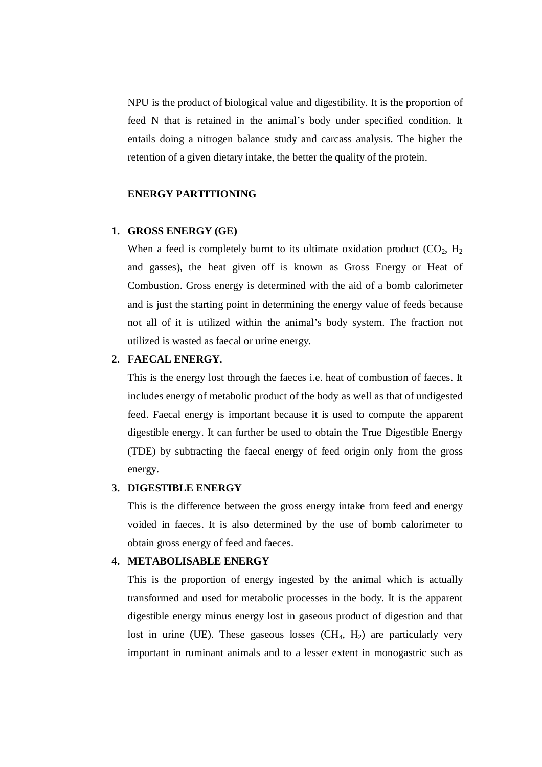NPU is the product of biological value and digestibility. It is the proportion of feed N that is retained in the animal's body under specified condition. It entails doing a nitrogen balance study and carcass analysis. The higher the retention of a given dietary intake, the better the quality of the protein.

## ENERGY PARTITIONING

1. **GROSS ENERGY (GE)**

   When a feed is completely burnt to its ultimate oxidation product ($CO_2$, $H_2$ and gasses), the heat given off is known as Gross Energy or Heat of Combustion. Gross energy is determined with the aid of a bomb calorimeter and is just the starting point in determining the energy value of feeds because not all of it is utilized within the animal's body system. The fraction not utilized is wasted as faecal or urine energy.

2. **FAECAL ENERGY.**

   This is the energy lost through the faeces i.e. heat of combustion of faeces. It includes energy of metabolic product of the body as well as that of undigested feed. Faecal energy is important because it is used to compute the apparent digestible energy. It can further be used to obtain the True Digestible Energy (TDE) by subtracting the faecal energy of feed origin only from the gross energy.

3. **DIGESTIBLE ENERGY**

   This is the difference between the gross energy intake from feed and energy voided in faeces. It is also determined by the use of bomb calorimeter to obtain gross energy of feed and faeces.

4. **METABOLISABLE ENERGY**

   This is the proportion of energy ingested by the animal which is actually transformed and used for metabolic processes in the body. It is the apparent digestible energy minus energy lost in gaseous product of digestion and that lost in urine (UE). These gaseous losses ($CH_4$, $H_2$) are particularly very important in ruminant animals and to a lesser extent in monogastric such as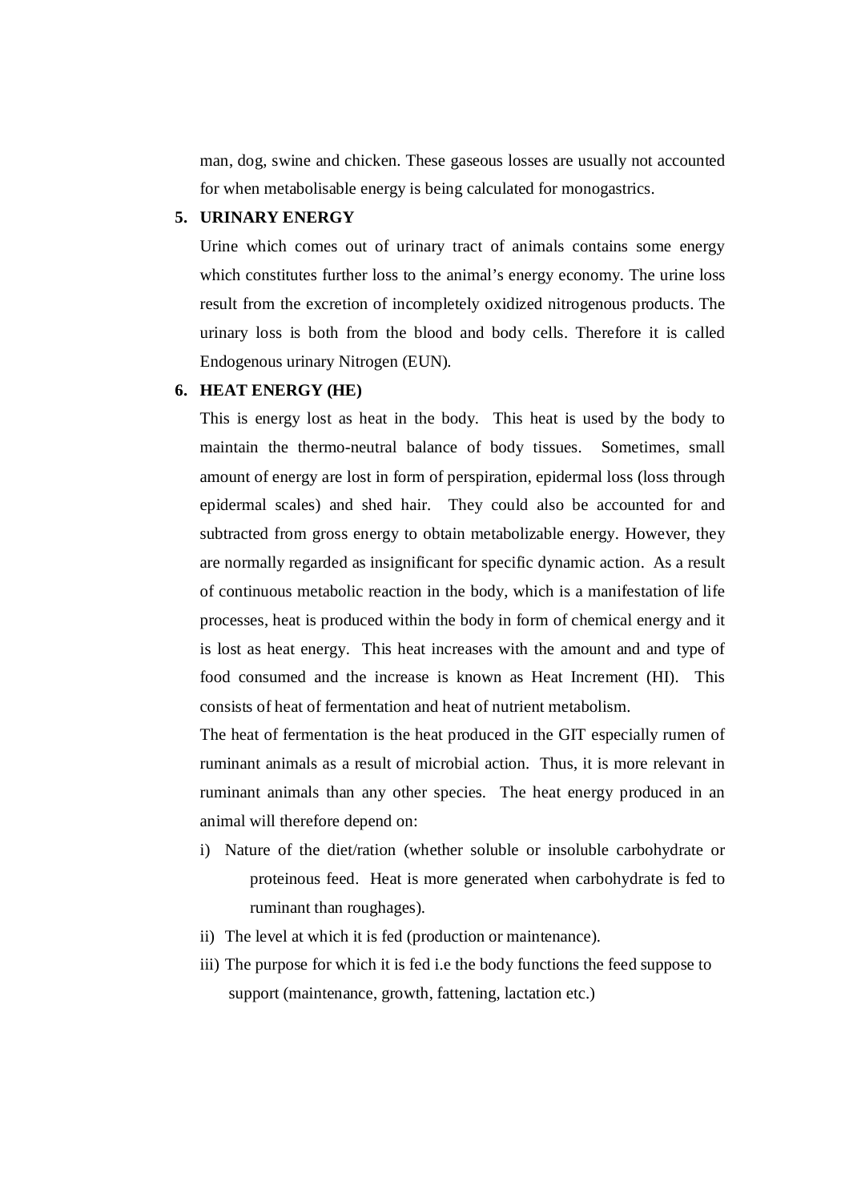man, dog, swine and chicken. These gaseous losses are usually not accounted for when metabolisable energy is being calculated for monogastrics.

5. **URINARY ENERGY**

Urine which comes out of urinary tract of animals contains some energy which constitutes further loss to the animal's energy economy. The urine loss result from the excretion of incompletely oxidized nitrogenous products. The urinary loss is both from the blood and body cells. Therefore it is called Endogenous urinary Nitrogen (EUN).

6. **HEAT ENERGY (HE)**

This is energy lost as heat in the body. This heat is used by the body to maintain the thermo-neutral balance of body tissues. Sometimes, small amount of energy are lost in form of perspiration, epidermal loss (loss through epidermal scales) and shed hair. They could also be accounted for and subtracted from gross energy to obtain metabolizable energy. However, they are normally regarded as insignificant for specific dynamic action. As a result of continuous metabolic reaction in the body, which is a manifestation of life processes, heat is produced within the body in form of chemical energy and it is lost as heat energy. This heat increases with the amount and and type of food consumed and the increase is known as Heat Increment (HI). This consists of heat of fermentation and heat of nutrient metabolism.

The heat of fermentation is the heat produced in the GIT especially rumen of ruminant animals as a result of microbial action. Thus, it is more relevant in ruminant animals than any other species. The heat energy produced in an animal will therefore depend on:

i) Nature of the diet/ration (whether soluble or insoluble carbohydrate or proteinous feed. Heat is more generated when carbohydrate is fed to ruminant than roughages).
ii) The level at which it is fed (production or maintenance).
iii) The purpose for which it is fed i.e the body functions the feed suppose to support (maintenance, growth, fattening, lactation etc.)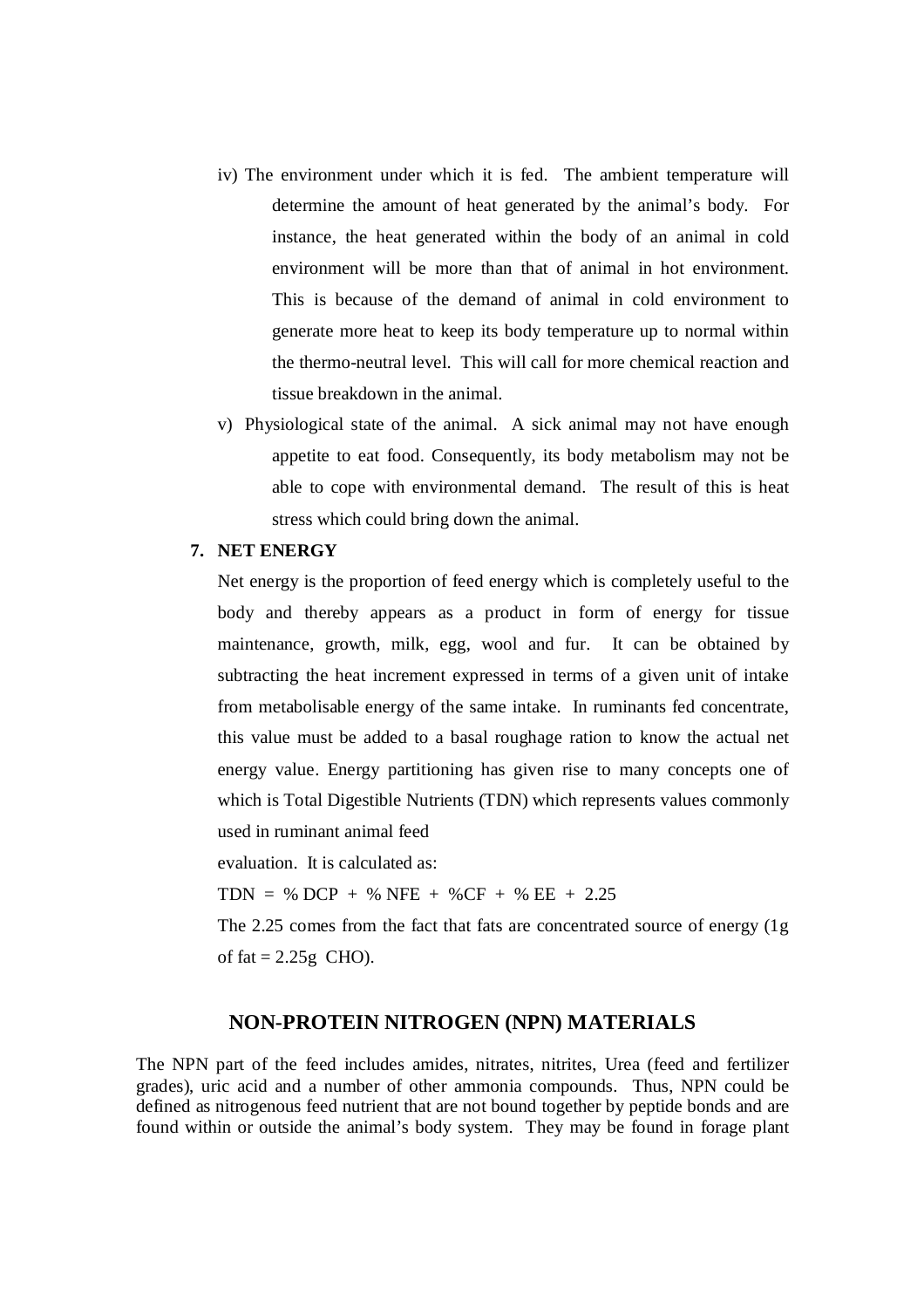iv) The environment under which it is fed. The ambient temperature will determine the amount of heat generated by the animal's body. For instance, the heat generated within the body of an animal in cold environment will be more than that of animal in hot environment. This is because of the demand of animal in cold environment to generate more heat to keep its body temperature up to normal within the thermo-neutral level. This will call for more chemical reaction and tissue breakdown in the animal.

v) Physiological state of the animal. A sick animal may not have enough appetite to eat food. Consequently, its body metabolism may not be able to cope with environmental demand. The result of this is heat stress which could bring down the animal.

**7. NET ENERGY**

Net energy is the proportion of feed energy which is completely useful to the body and thereby appears as a product in form of energy for tissue maintenance, growth, milk, egg, wool and fur. It can be obtained by subtracting the heat increment expressed in terms of a given unit of intake from metabolisable energy of the same intake. In ruminants fed concentrate, this value must be added to a basal roughage ration to know the actual net energy value. Energy partitioning has given rise to many concepts one of which is Total Digestible Nutrients (TDN) which represents values commonly used in ruminant animal feed

evaluation. It is calculated as:

TDN = % DCP + % NFE + %CF + % EE + 2.25

The 2.25 comes from the fact that fats are concentrated source of energy (1g of fat = 2.25g CHO).

## NON-PROTEIN NITROGEN (NPN) MATERIALS

The NPN part of the feed includes amides, nitrates, nitrites, Urea (feed and fertilizer grades), uric acid and a number of other ammonia compounds. Thus, NPN could be defined as nitrogenous feed nutrient that are not bound together by peptide bonds and are found within or outside the animal's body system. They may be found in forage plant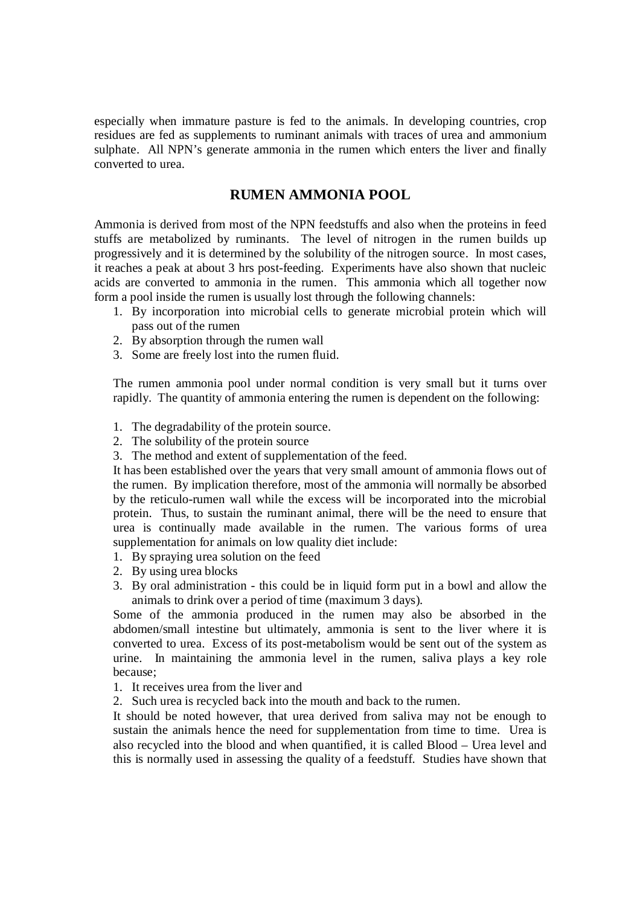especially when immature pasture is fed to the animals. In developing countries, crop residues are fed as supplements to ruminant animals with traces of urea and ammonium sulphate. All NPN's generate ammonia in the rumen which enters the liver and finally converted to urea.

## RUMEN AMMONIA POOL

Ammonia is derived from most of the NPN feedstuffs and also when the proteins in feed stuffs are metabolized by ruminants. The level of nitrogen in the rumen builds up progressively and it is determined by the solubility of the nitrogen source. In most cases, it reaches a peak at about 3 hrs post-feeding. Experiments have also shown that nucleic acids are converted to ammonia in the rumen. This ammonia which all together now form a pool inside the rumen is usually lost through the following channels:

1. By incorporation into microbial cells to generate microbial protein which will pass out of the rumen
2. By absorption through the rumen wall
3. Some are freely lost into the rumen fluid.

The rumen ammonia pool under normal condition is very small but it turns over rapidly. The quantity of ammonia entering the rumen is dependent on the following:

1. The degradability of the protein source.
2. The solubility of the protein source
3. The method and extent of supplementation of the feed.

It has been established over the years that very small amount of ammonia flows out of the rumen. By implication therefore, most of the ammonia will normally be absorbed by the reticulo-rumen wall while the excess will be incorporated into the microbial protein. Thus, to sustain the ruminant animal, there will be the need to ensure that urea is continually made available in the rumen. The various forms of urea supplementation for animals on low quality diet include:

1. By spraying urea solution on the feed
2. By using urea blocks
3. By oral administration - this could be in liquid form put in a bowl and allow the animals to drink over a period of time (maximum 3 days).

Some of the ammonia produced in the rumen may also be absorbed in the abdomen/small intestine but ultimately, ammonia is sent to the liver where it is converted to urea. Excess of its post-metabolism would be sent out of the system as urine. In maintaining the ammonia level in the rumen, saliva plays a key role because;

1. It receives urea from the liver and
2. Such urea is recycled back into the mouth and back to the rumen.

It should be noted however, that urea derived from saliva may not be enough to sustain the animals hence the need for supplementation from time to time. Urea is also recycled into the blood and when quantified, it is called Blood – Urea level and this is normally used in assessing the quality of a feedstuff. Studies have shown that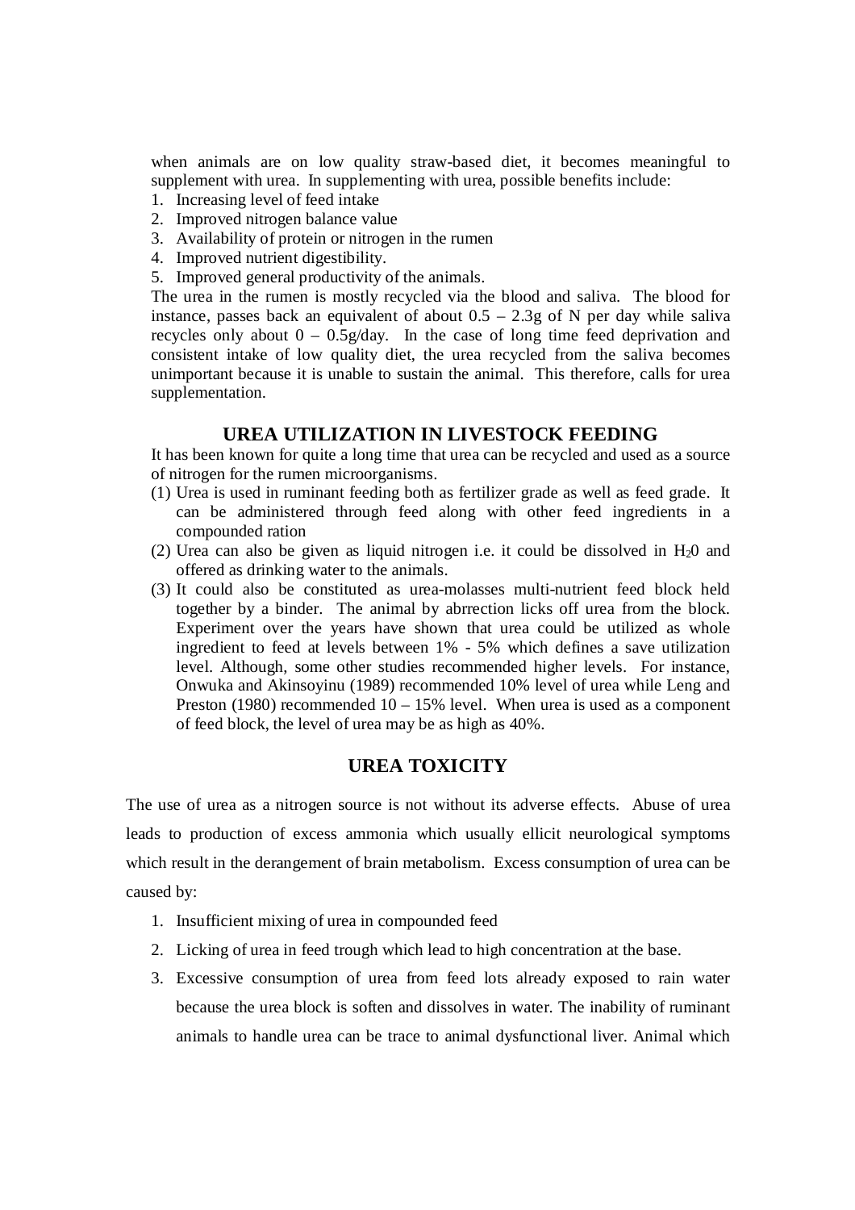when animals are on low quality straw-based diet, it becomes meaningful to supplement with urea. In supplementing with urea, possible benefits include:

1. Increasing level of feed intake
2. Improved nitrogen balance value
3. Availability of protein or nitrogen in the rumen
4. Improved nutrient digestibility.
5. Improved general productivity of the animals.

The urea in the rumen is mostly recycled via the blood and saliva. The blood for instance, passes back an equivalent of about 0.5 – 2.3g of N per day while saliva recycles only about 0 – 0.5g/day. In the case of long time feed deprivation and consistent intake of low quality diet, the urea recycled from the saliva becomes unimportant because it is unable to sustain the animal. This therefore, calls for urea supplementation.

## UREA UTILIZATION IN LIVESTOCK FEEDING

It has been known for quite a long time that urea can be recycled and used as a source of nitrogen for the rumen microorganisms.

(1) Urea is used in ruminant feeding both as fertilizer grade as well as feed grade. It can be administered through feed along with other feed ingredients in a compounded ration

(2) Urea can also be given as liquid nitrogen i.e. it could be dissolved in $H_20$ and offered as drinking water to the animals.

(3) It could also be constituted as urea-molasses multi-nutrient feed block held together by a binder. The animal by abrrection licks off urea from the block. Experiment over the years have shown that urea could be utilized as whole ingredient to feed at levels between 1% - 5% which defines a save utilization level. Although, some other studies recommended higher levels. For instance, Onwuka and Akinsoyinu (1989) recommended 10% level of urea while Leng and Preston (1980) recommended 10 – 15% level. When urea is used as a component of feed block, the level of urea may be as high as 40%.

## UREA TOXICITY

The use of urea as a nitrogen source is not without its adverse effects. Abuse of urea leads to production of excess ammonia which usually ellicit neurological symptoms which result in the derangement of brain metabolism. Excess consumption of urea can be caused by:

1. Insufficient mixing of urea in compounded feed
2. Licking of urea in feed trough which lead to high concentration at the base.
3. Excessive consumption of urea from feed lots already exposed to rain water because the urea block is soften and dissolves in water. The inability of ruminant animals to handle urea can be trace to animal dysfunctional liver. Animal which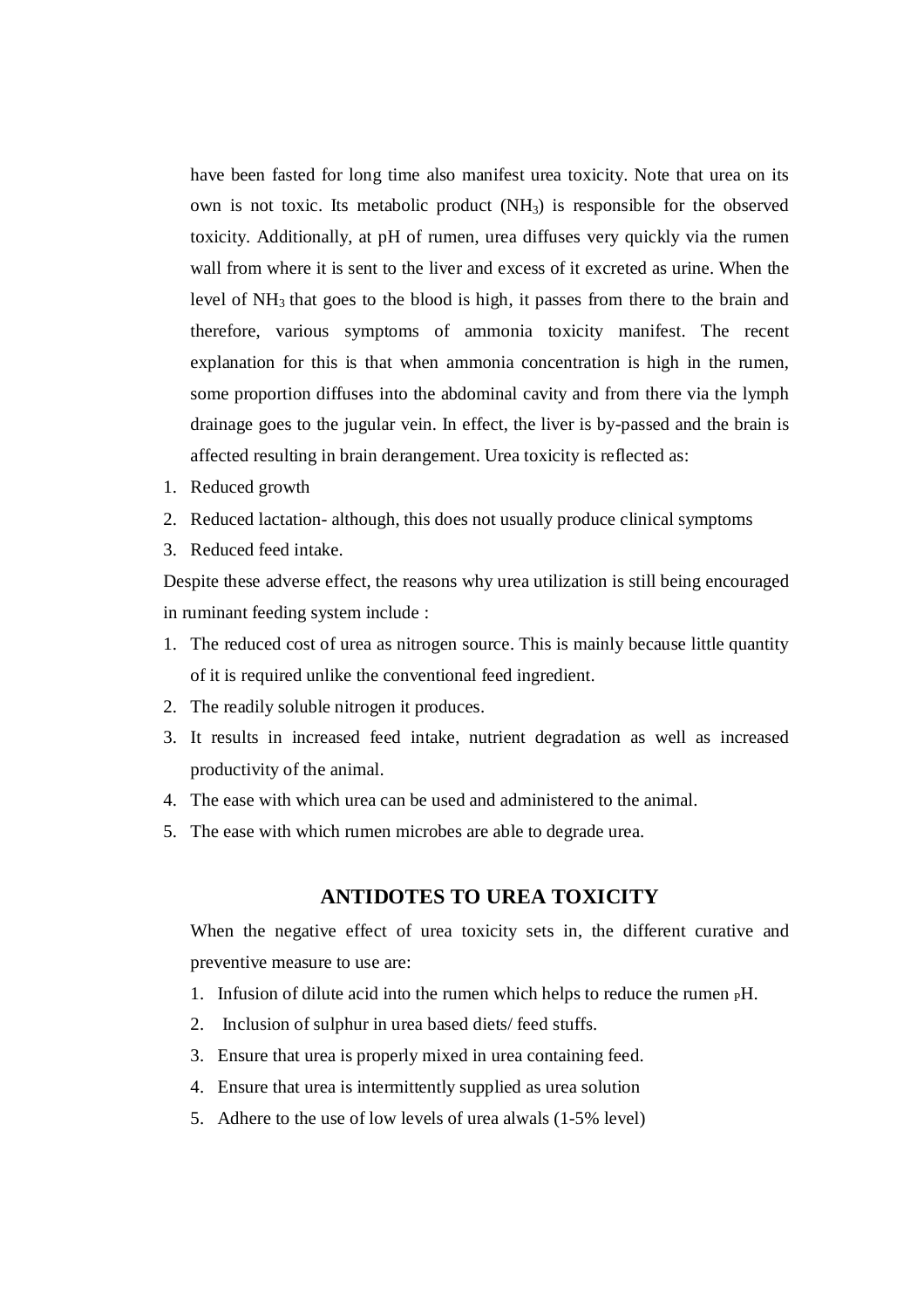have been fasted for long time also manifest urea toxicity. Note that urea on its own is not toxic. Its metabolic product ($NH_3$) is responsible for the observed toxicity. Additionally, at pH of rumen, urea diffuses very quickly via the rumen wall from where it is sent to the liver and excess of it excreted as urine. When the level of $NH_3$ that goes to the blood is high, it passes from there to the brain and therefore, various symptoms of ammonia toxicity manifest. The recent explanation for this is that when ammonia concentration is high in the rumen, some proportion diffuses into the abdominal cavity and from there via the lymph drainage goes to the jugular vein. In effect, the liver is by-passed and the brain is affected resulting in brain derangement. Urea toxicity is reflected as:

1. Reduced growth
2. Reduced lactation- although, this does not usually produce clinical symptoms
3. Reduced feed intake.

Despite these adverse effect, the reasons why urea utilization is still being encouraged in ruminant feeding system include :

1. The reduced cost of urea as nitrogen source. This is mainly because little quantity of it is required unlike the conventional feed ingredient.
2. The readily soluble nitrogen it produces.
3. It results in increased feed intake, nutrient degradation as well as increased productivity of the animal.
4. The ease with which urea can be used and administered to the animal.
5. The ease with which rumen microbes are able to degrade urea.

## ANTIDOTES TO UREA TOXICITY

When the negative effect of urea toxicity sets in, the different curative and preventive measure to use are:

1. Infusion of dilute acid into the rumen which helps to reduce the rumen pH.
2. Inclusion of sulphur in urea based diets/ feed stuffs.
3. Ensure that urea is properly mixed in urea containing feed.
4. Ensure that urea is intermittently supplied as urea solution
5. Adhere to the use of low levels of urea alwals (1-5% level)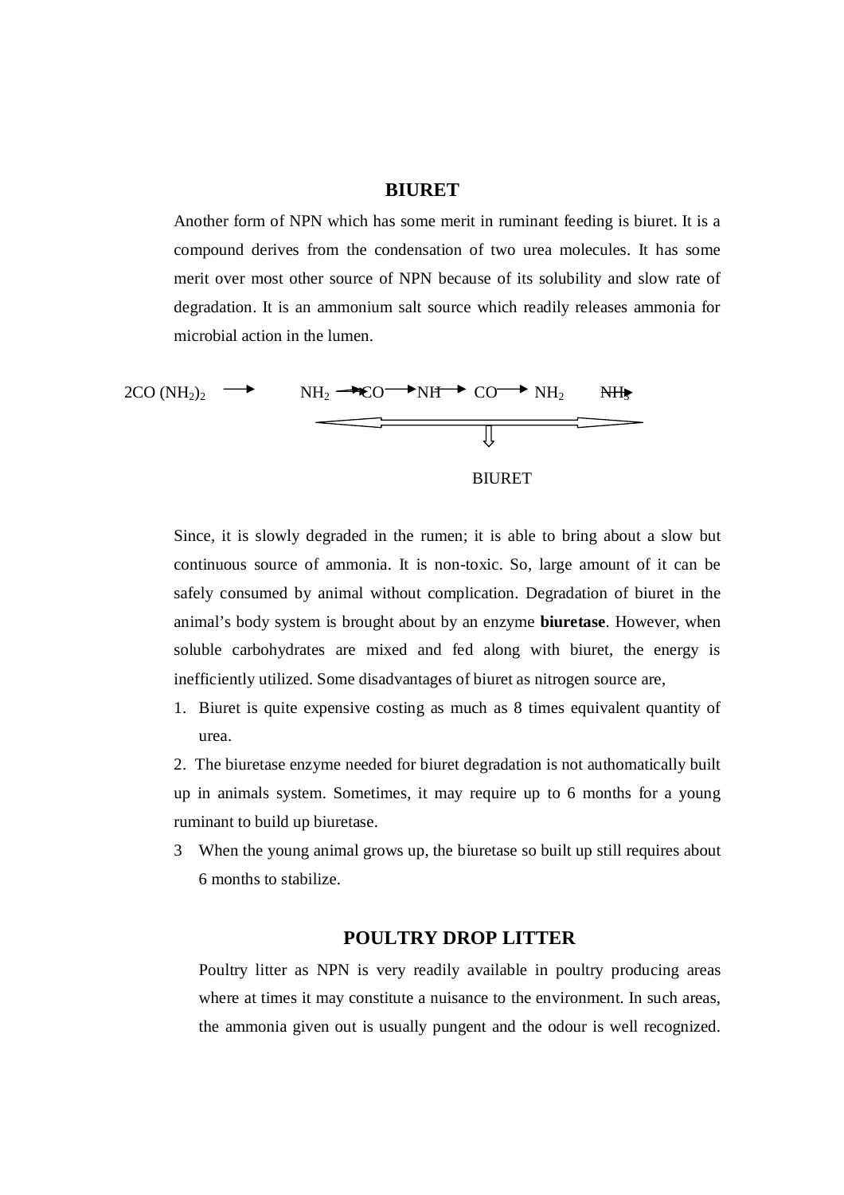## BIURET

Another form of NPN which has some merit in ruminant feeding is biuret. It is a compound derives from the condensation of two urea molecules. It has some merit over most other source of NPN because of its solubility and slow rate of degradation. It is an ammonium salt source which readily releases ammonia for microbial action in the lumen.

$$2CO(NH_2)_2 \longrightarrow NH_2 \rightarrow CO \rightarrow NH \rightarrow CO \rightarrow NH_2 \quad NH_3$$

BIURET

Since, it is slowly degraded in the rumen; it is able to bring about a slow but continuous source of ammonia. It is non-toxic. So, large amount of it can be safely consumed by animal without complication. Degradation of biuret in the animal's body system is brought about by an enzyme **biuretase**. However, when soluble carbohydrates are mixed and fed along with biuret, the energy is inefficiently utilized. Some disadvantages of biuret as nitrogen source are,

1. Biuret is quite expensive costing as much as 8 times equivalent quantity of urea.
2. The biuretase enzyme needed for biuret degradation is not authomatically built up in animals system. Sometimes, it may require up to 6 months for a young ruminant to build up biuretase.
3. When the young animal grows up, the biuretase so built up still requires about 6 months to stabilize.

## POULTRY DROP LITTER

Poultry litter as NPN is very readily available in poultry producing areas where at times it may constitute a nuisance to the environment. In such areas, the ammonia given out is usually pungent and the odour is well recognized.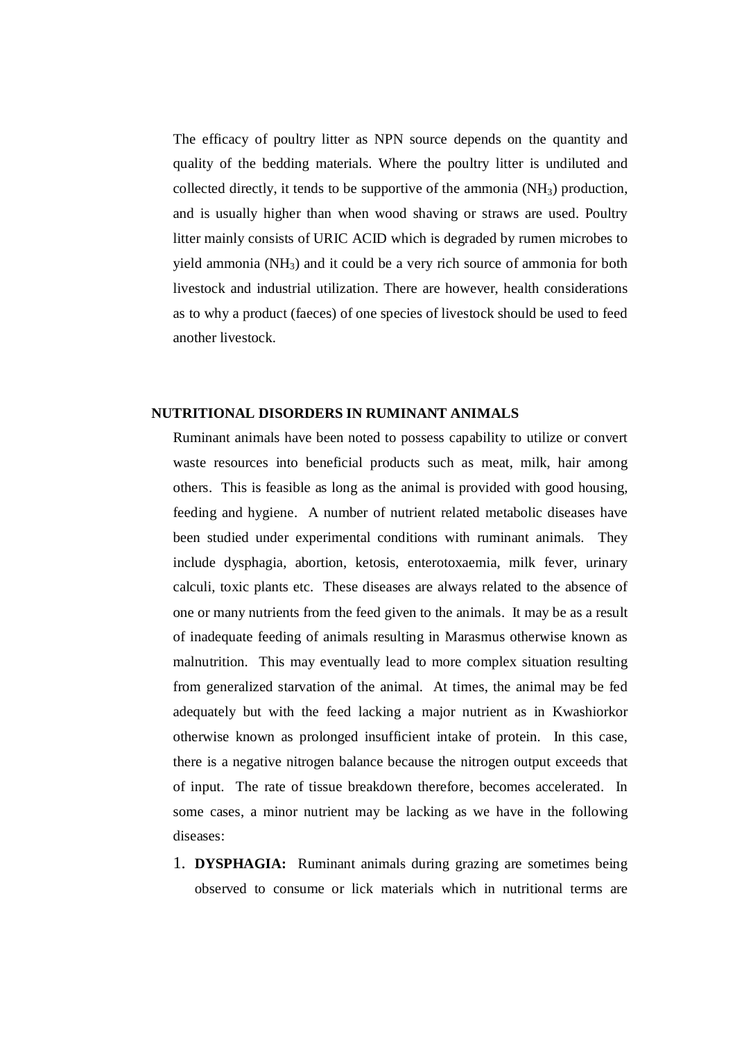The efficacy of poultry litter as NPN source depends on the quantity and quality of the bedding materials. Where the poultry litter is undiluted and collected directly, it tends to be supportive of the ammonia ($NH_3$) production, and is usually higher than when wood shaving or straws are used. Poultry litter mainly consists of URIC ACID which is degraded by rumen microbes to yield ammonia ($NH_3$) and it could be a very rich source of ammonia for both livestock and industrial utilization. There are however, health considerations as to why a product (faeces) of one species of livestock should be used to feed another livestock.

## NUTRITIONAL DISORDERS IN RUMINANT ANIMALS

Ruminant animals have been noted to possess capability to utilize or convert waste resources into beneficial products such as meat, milk, hair among others. This is feasible as long as the animal is provided with good housing, feeding and hygiene. A number of nutrient related metabolic diseases have been studied under experimental conditions with ruminant animals. They include dysphagia, abortion, ketosis, enterotoxaemia, milk fever, urinary calculi, toxic plants etc. These diseases are always related to the absence of one or many nutrients from the feed given to the animals. It may be as a result of inadequate feeding of animals resulting in Marasmus otherwise known as malnutrition. This may eventually lead to more complex situation resulting from generalized starvation of the animal. At times, the animal may be fed adequately but with the feed lacking a major nutrient as in Kwashiorkor otherwise known as prolonged insufficient intake of protein. In this case, there is a negative nitrogen balance because the nitrogen output exceeds that of input. The rate of tissue breakdown therefore, becomes accelerated. In some cases, a minor nutrient may be lacking as we have in the following diseases:

1. **DYSPHAGIA:** Ruminant animals during grazing are sometimes being observed to consume or lick materials which in nutritional terms are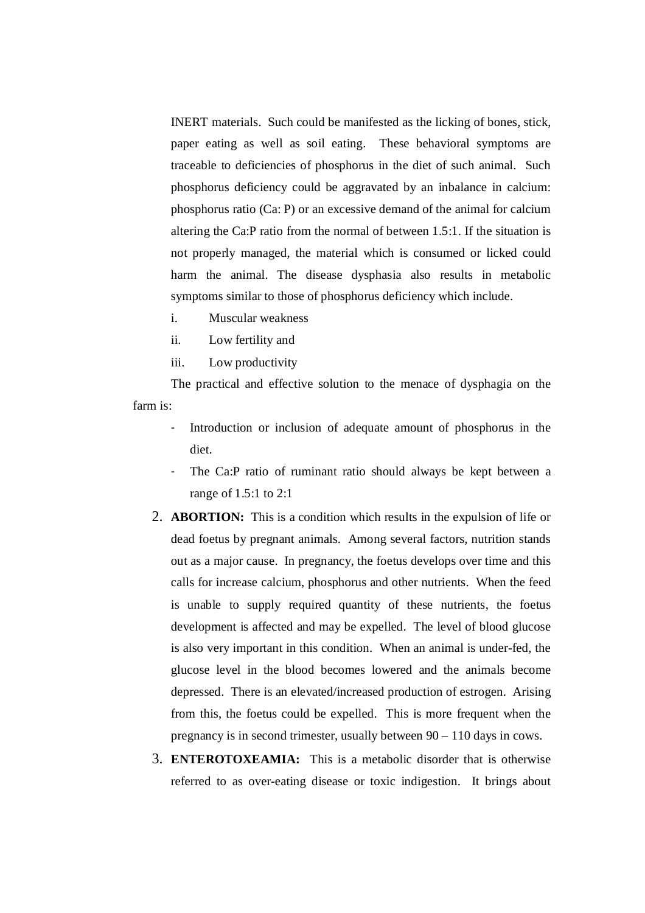INERT materials. Such could be manifested as the licking of bones, stick, paper eating as well as soil eating. These behavioral symptoms are traceable to deficiencies of phosphorus in the diet of such animal. Such phosphorus deficiency could be aggravated by an inbalance in calcium: phosphorus ratio (Ca: P) or an excessive demand of the animal for calcium altering the Ca:P ratio from the normal of between 1.5:1. If the situation is not properly managed, the material which is consumed or licked could harm the animal. The disease dysphasia also results in metabolic symptoms similar to those of phosphorus deficiency which include.

i. Muscular weakness
ii. Low fertility and
iii. Low productivity

The practical and effective solution to the menace of dysphagia on the farm is:

- Introduction or inclusion of adequate amount of phosphorus in the diet.
- The Ca:P ratio of ruminant ratio should always be kept between a range of 1.5:1 to 2:1

2. **ABORTION:** This is a condition which results in the expulsion of life or dead foetus by pregnant animals. Among several factors, nutrition stands out as a major cause. In pregnancy, the foetus develops over time and this calls for increase calcium, phosphorus and other nutrients. When the feed is unable to supply required quantity of these nutrients, the foetus development is affected and may be expelled. The level of blood glucose is also very important in this condition. When an animal is under-fed, the glucose level in the blood becomes lowered and the animals become depressed. There is an elevated/increased production of estrogen. Arising from this, the foetus could be expelled. This is more frequent when the pregnancy is in second trimester, usually between 90 – 110 days in cows.

3. **ENTEROTOXEAMIA:** This is a metabolic disorder that is otherwise referred to as over-eating disease or toxic indigestion. It brings about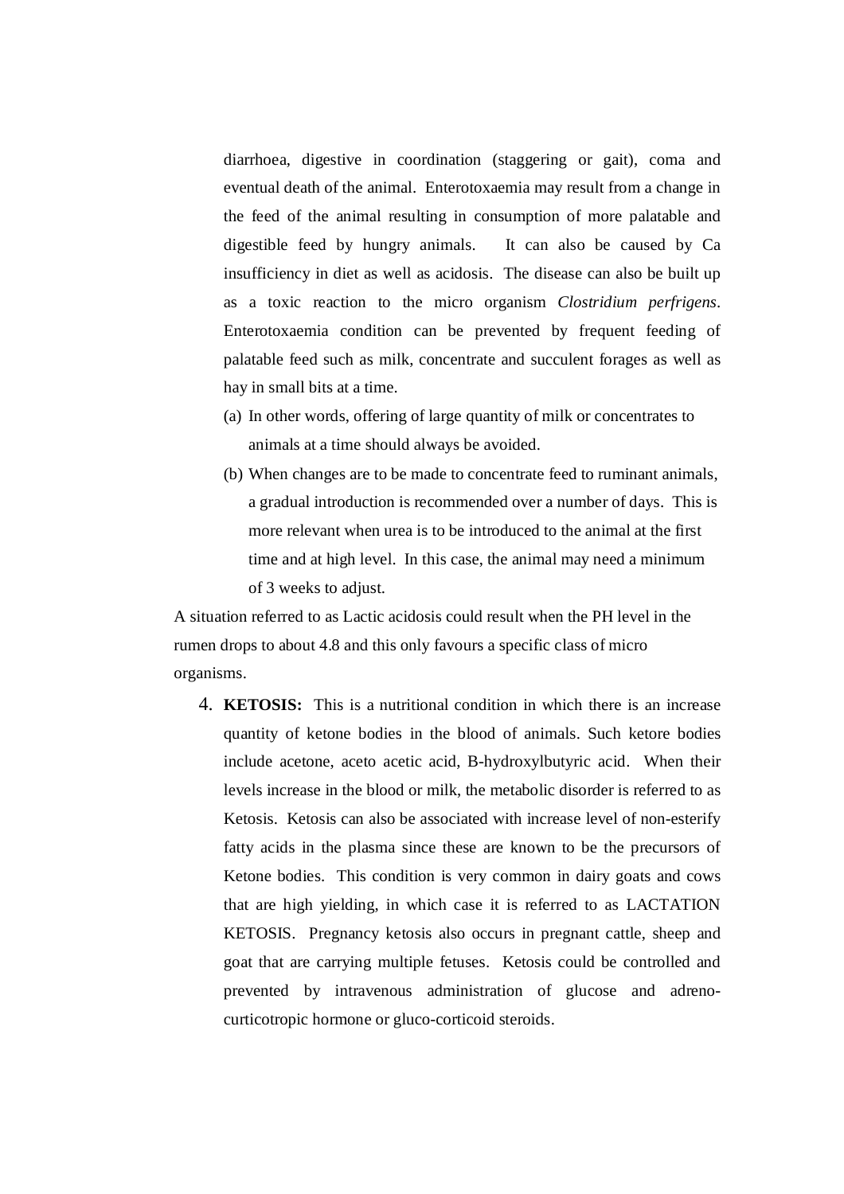diarrhoea, digestive in coordination (staggering or gait), coma and eventual death of the animal. Enterotoxaemia may result from a change in the feed of the animal resulting in consumption of more palatable and digestible feed by hungry animals. It can also be caused by Ca insufficiency in diet as well as acidosis. The disease can also be built up as a toxic reaction to the micro organism *Clostridium perfrigens*. Enterotoxaemia condition can be prevented by frequent feeding of palatable feed such as milk, concentrate and succulent forages as well as hay in small bits at a time.

(a) In other words, offering of large quantity of milk or concentrates to animals at a time should always be avoided.

(b) When changes are to be made to concentrate feed to ruminant animals, a gradual introduction is recommended over a number of days. This is more relevant when urea is to be introduced to the animal at the first time and at high level. In this case, the animal may need a minimum of 3 weeks to adjust.

A situation referred to as Lactic acidosis could result when the PH level in the rumen drops to about 4.8 and this only favours a specific class of micro organisms.

4. **KETOSIS:** This is a nutritional condition in which there is an increase quantity of ketone bodies in the blood of animals. Such ketore bodies include acetone, aceto acetic acid, B-hydroxylbutyric acid. When their levels increase in the blood or milk, the metabolic disorder is referred to as Ketosis. Ketosis can also be associated with increase level of non-esterify fatty acids in the plasma since these are known to be the precursors of Ketone bodies. This condition is very common in dairy goats and cows that are high yielding, in which case it is referred to as LACTATION KETOSIS. Pregnancy ketosis also occurs in pregnant cattle, sheep and goat that are carrying multiple fetuses. Ketosis could be controlled and prevented by intravenous administration of glucose and adreno-curticotropic hormone or gluco-corticoid steroids.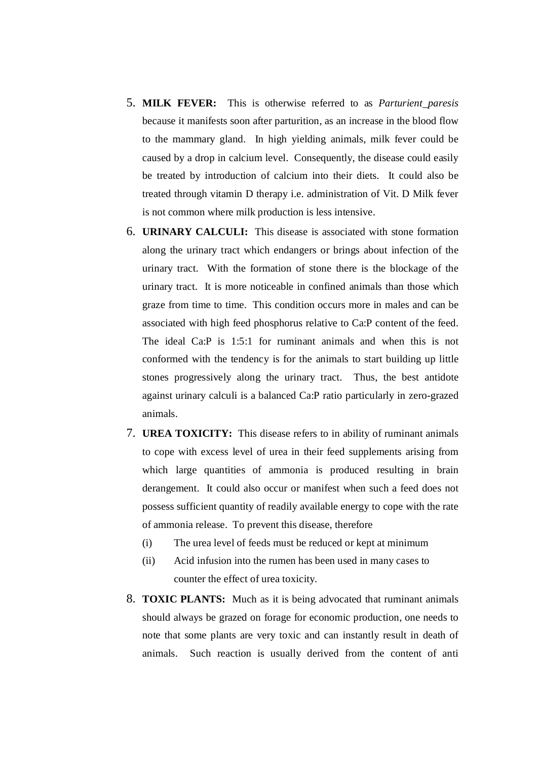5. **MILK FEVER:** This is otherwise referred to as *Parturient_paresis* because it manifests soon after parturition, as an increase in the blood flow to the mammary gland. In high yielding animals, milk fever could be caused by a drop in calcium level. Consequently, the disease could easily be treated by introduction of calcium into their diets. It could also be treated through vitamin D therapy i.e. administration of Vit. D Milk fever is not common where milk production is less intensive.

6. **URINARY CALCULI:** This disease is associated with stone formation along the urinary tract which endangers or brings about infection of the urinary tract. With the formation of stone there is the blockage of the urinary tract. It is more noticeable in confined animals than those which graze from time to time. This condition occurs more in males and can be associated with high feed phosphorus relative to Ca:P content of the feed. The ideal Ca:P is 1:5:1 for ruminant animals and when this is not conformed with the tendency is for the animals to start building up little stones progressively along the urinary tract. Thus, the best antidote against urinary calculi is a balanced Ca:P ratio particularly in zero-grazed animals.

7. **UREA TOXICITY:** This disease refers to in ability of ruminant animals to cope with excess level of urea in their feed supplements arising from which large quantities of ammonia is produced resulting in brain derangement. It could also occur or manifest when such a feed does not possess sufficient quantity of readily available energy to cope with the rate of ammonia release. To prevent this disease, therefore
   (i) The urea level of feeds must be reduced or kept at minimum
   (ii) Acid infusion into the rumen has been used in many cases to counter the effect of urea toxicity.

8. **TOXIC PLANTS:** Much as it is being advocated that ruminant animals should always be grazed on forage for economic production, one needs to note that some plants are very toxic and can instantly result in death of animals. Such reaction is usually derived from the content of anti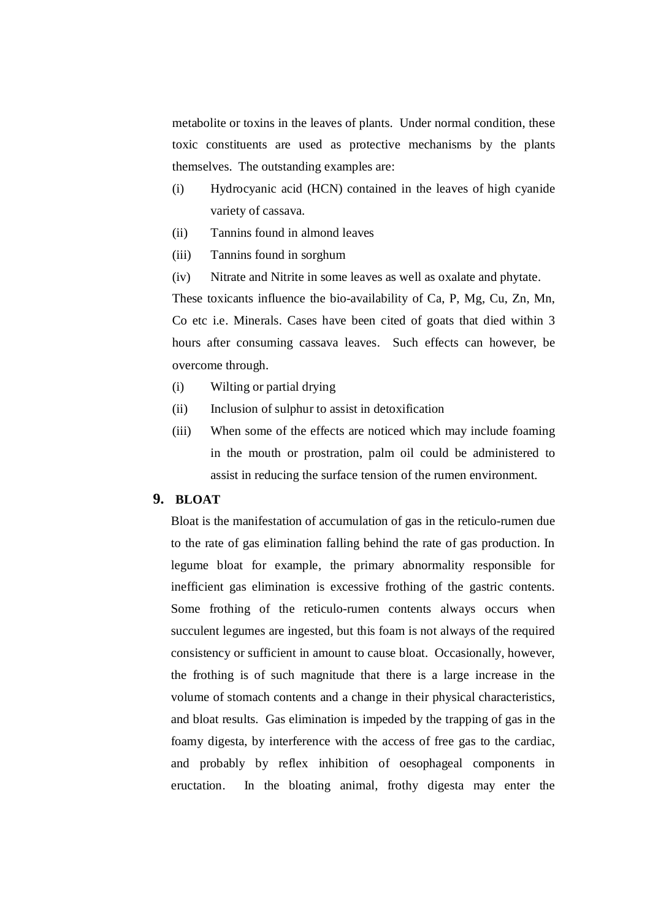metabolite or toxins in the leaves of plants. Under normal condition, these toxic constituents are used as protective mechanisms by the plants themselves. The outstanding examples are:

(i) Hydrocyanic acid (HCN) contained in the leaves of high cyanide variety of cassava.

(ii) Tannins found in almond leaves

(iii) Tannins found in sorghum

(iv) Nitrate and Nitrite in some leaves as well as oxalate and phytate.

These toxicants influence the bio-availability of Ca, P, Mg, Cu, Zn, Mn, Co etc i.e. Minerals. Cases have been cited of goats that died within 3 hours after consuming cassava leaves. Such effects can however, be overcome through.

(i) Wilting or partial drying

(ii) Inclusion of sulphur to assist in detoxification

(iii) When some of the effects are noticed which may include foaming in the mouth or prostration, palm oil could be administered to assist in reducing the surface tension of the rumen environment.

## 9. BLOAT

Bloat is the manifestation of accumulation of gas in the reticulo-rumen due to the rate of gas elimination falling behind the rate of gas production. In legume bloat for example, the primary abnormality responsible for inefficient gas elimination is excessive frothing of the gastric contents. Some frothing of the reticulo-rumen contents always occurs when succulent legumes are ingested, but this foam is not always of the required consistency or sufficient in amount to cause bloat. Occasionally, however, the frothing is of such magnitude that there is a large increase in the volume of stomach contents and a change in their physical characteristics, and bloat results. Gas elimination is impeded by the trapping of gas in the foamy digesta, by interference with the access of free gas to the cardiac, and probably by reflex inhibition of oesophageal components in eructation. In the bloating animal, frothy digesta may enter the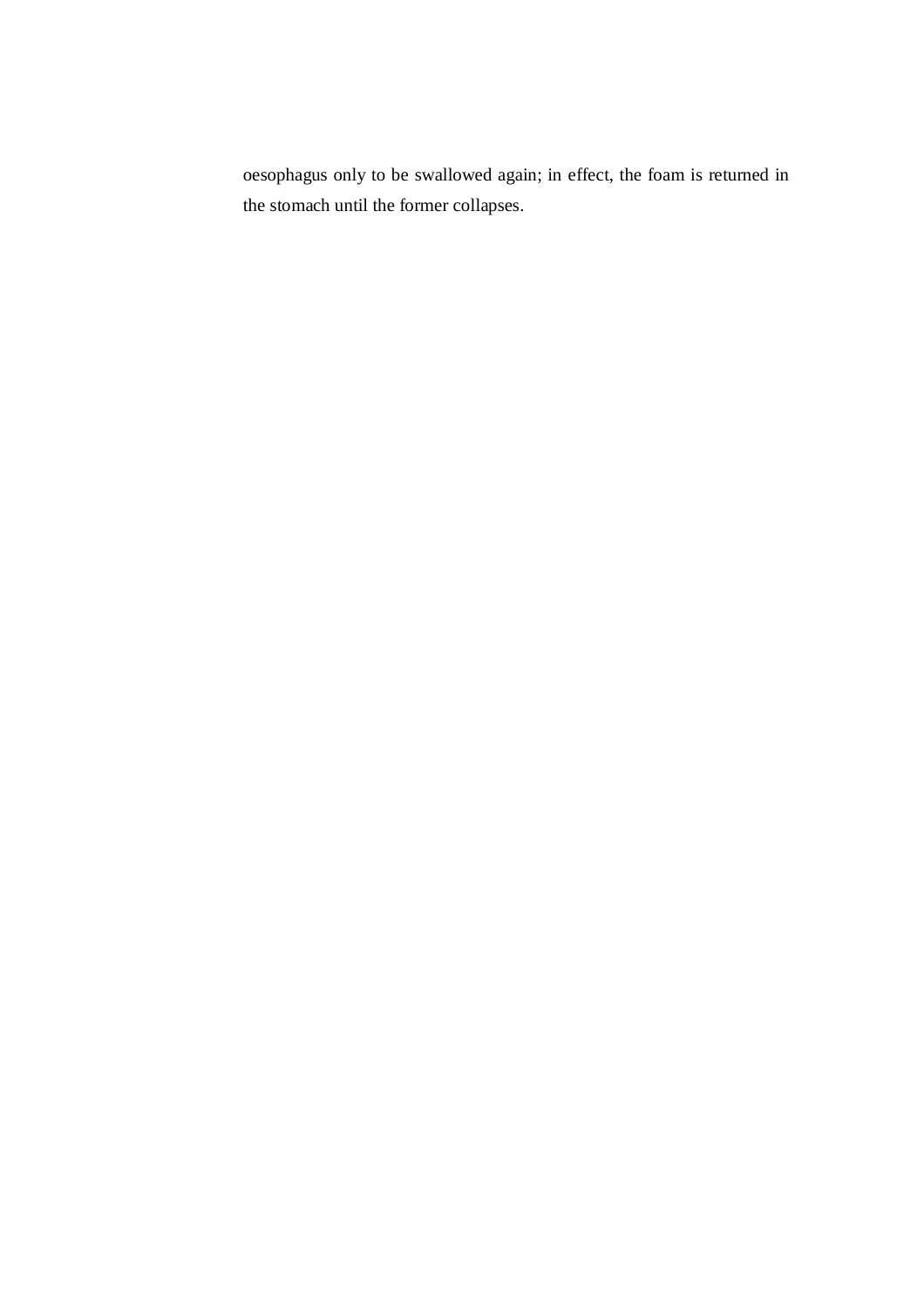oesophagus only to be swallowed again; in effect, the foam is returned in the stomach until the former collapses.